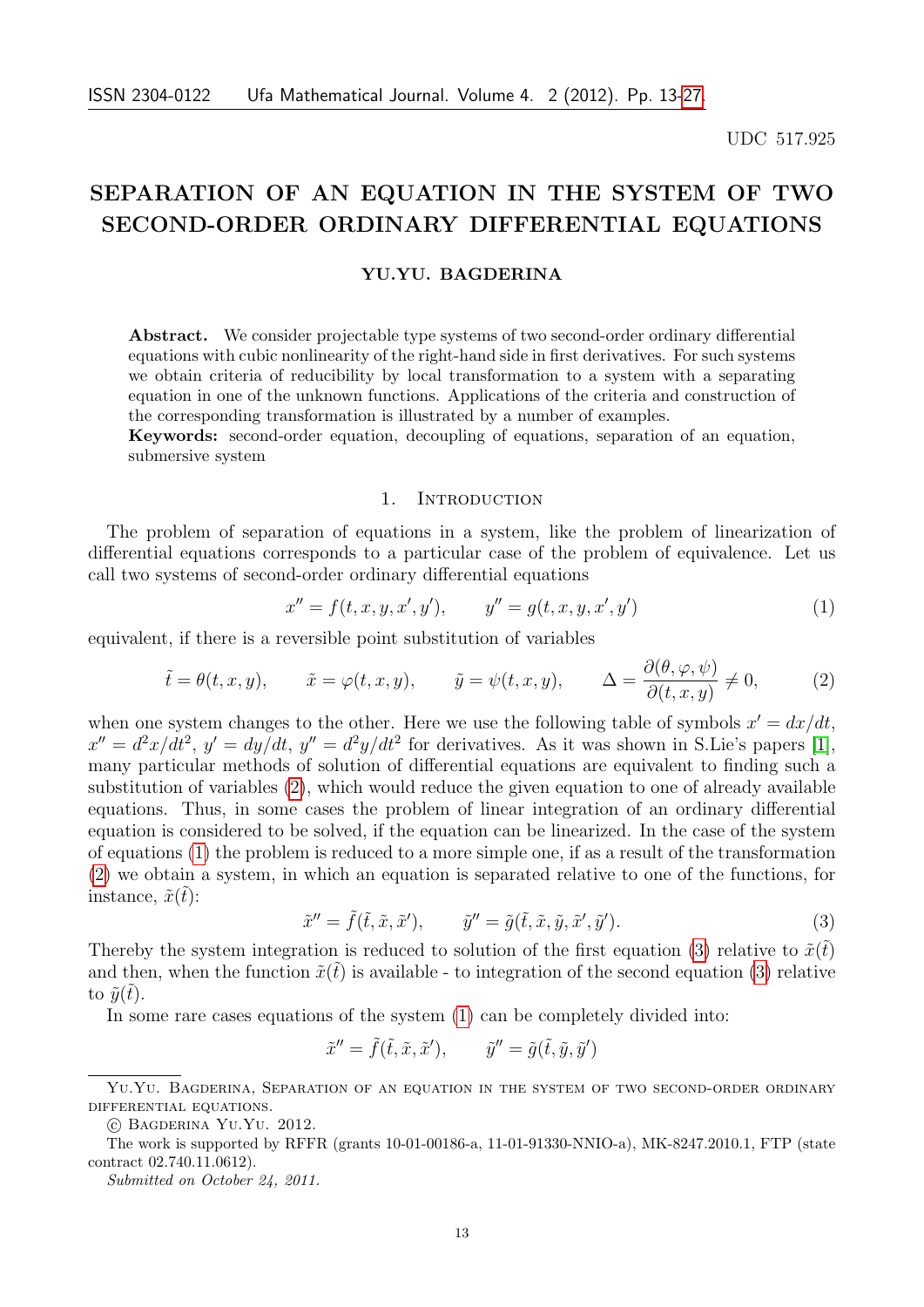UDC 517.925

# SEPARATION OF AN EQUATION IN THE SYSTEM OF TWO SECOND-ORDER ORDINARY DIFFERENTIAL EQUATIONS

**YU.YU. BAGDERINA**

**Abstract.** We consider projectable type systems of two second-order ordinary differential equations with cubic nonlinearity of the right-hand side in first derivatives. For such systems we obtain criteria of reducibility by local transformation to a system with a separating equation in one of the unknown functions. Applications of the criteria and construction of the corresponding transformation is illustrated by a number of examples.

**Keywords:** second-order equation, decoupling of equations, separation of an equation, submersive system

## 1. Introduction

The problem of separation of equations in a system, like the problem of linearization of differential equations corresponds to a particular case of the problem of equivalence. Let us call two systems of second-order ordinary differential equations

$$x'' = f(t, x, y, x', y'), \qquad y'' = g(t, x, y, x', y') \tag{1}$$

equivalent, if there is a reversible point substitution of variables

$$\tilde{t} = \theta(t, x, y), \qquad \tilde{x} = \varphi(t, x, y), \qquad \tilde{y} = \psi(t, x, y), \qquad \Delta = \frac{\partial(\theta, \varphi, \psi)}{\partial(t, x, y)} \neq 0, \tag{2}$$

when one system changes to the other. Here we use the following table of symbols $x' = dx/dt$, $x'' = d^2x/dt^2$, $y' = dy/dt$, $y'' = d^2y/dt^2$ for derivatives. As it was shown in S.Lie's papers [1], many particular methods of solution of differential equations are equivalent to finding such a substitution of variables (2), which would reduce the given equation to one of already available equations. Thus, in some cases the problem of linear integration of an ordinary differential equation is considered to be solved, if the equation can be linearized. In the case of the system of equations (1) the problem is reduced to a more simple one, if as a result of the transformation (2) we obtain a system, in which an equation is separated relative to one of the functions, for instance, $\tilde{x}(\tilde{t})$:

$$\tilde{x}'' = \tilde{f}(\tilde{t}, \tilde{x}, \tilde{x}'), \qquad \tilde{y}'' = \tilde{g}(\tilde{t}, \tilde{x}, \tilde{y}, \tilde{x}', \tilde{y}'). \tag{3}$$

Thereby the system integration is reduced to solution of the first equation (3) relative to $\tilde{x}(\tilde{t})$ and then, when the function $\tilde{x}(\tilde{t})$ is available - to integration of the second equation (3) relative to $\tilde{y}(\tilde{t})$.

In some rare cases equations of the system (1) can be completely divided into:

$$\tilde{x}'' = \tilde{f}(\tilde{t}, \tilde{x}, \tilde{x}'), \qquad \tilde{y}'' = \tilde{g}(\tilde{t}, \tilde{y}, \tilde{y}')$$

---

Yu.Yu. Bagderina, Separation of an equation in the system of two second-order ordinary differential equations.

© Bagderina Yu.Yu. 2012.

The work is supported by RFFR (grants 10-01-00186-a, 11-01-91330-NNIO-a), MK-8247.2010.1, FTP (state contract 02.740.11.0612).

*Submitted on October 24, 2011.*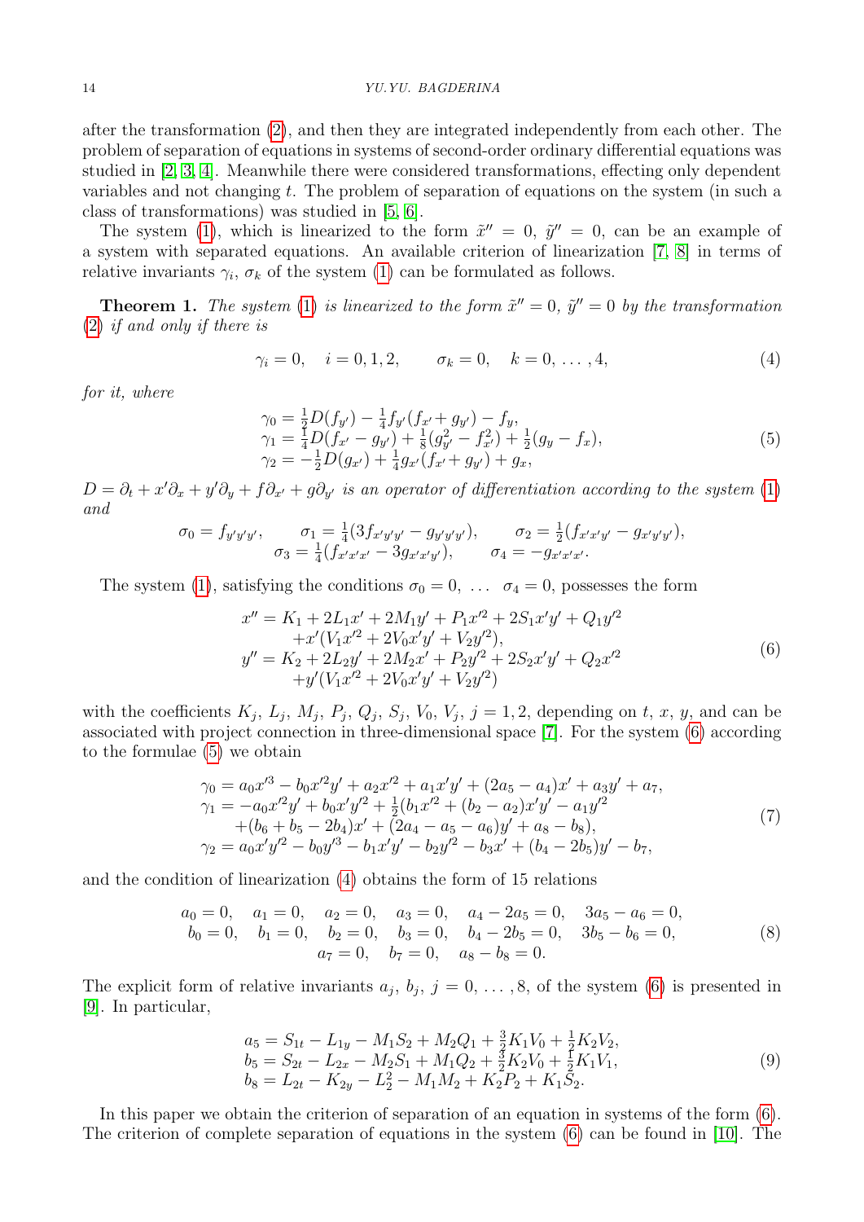after the transformation (2), and then they are integrated independently from each other. The problem of separation of equations in systems of second-order ordinary differential equations was studied in [2, 3, 4]. Meanwhile there were considered transformations, effecting only dependent variables and not changing $t$. The problem of separation of equations on the system (in such a class of transformations) was studied in [5, 6].

The system (1), which is linearized to the form $\tilde{x}'' = 0$, $\tilde{y}'' = 0$, can be an example of a system with separated equations. An available criterion of linearization [7, 8] in terms of relative invariants $\gamma_i$, $\sigma_k$ of the system (1) can be formulated as follows.

**Theorem 1.** *The system* (1) *is linearized to the form $\tilde{x}'' = 0$, $\tilde{y}'' = 0$ by the transformation* (2) *if and only if there is*

$$\gamma_i = 0, \quad i = 0, 1, 2, \qquad \sigma_k = 0, \quad k = 0, \dots, 4, \tag{4}$$

*for it, where*

$$\begin{aligned}
\gamma_0 &= \tfrac{1}{2} D(f_{y'}) - \tfrac{1}{4} f_{y'}(f_{x'} + g_{y'}) - f_y,\\
\gamma_1 &= \tfrac{1}{4} D(f_{x'} - g_{y'}) + \tfrac{1}{8}(g_{y'}^2 - f_{x'}^2) + \tfrac{1}{2}(g_y - f_x),\\
\gamma_2 &= -\tfrac{1}{2} D(g_{x'}) + \tfrac{1}{4} g_{x'}(f_{x'} + g_{y'}) + g_x,
\end{aligned} \tag{5}$$

*$D = \partial_t + x'\partial_x + y'\partial_y + f\partial_{x'} + g\partial_{y'}$ is an operator of differentiation according to the system* (1) *and*

$$\sigma_0 = f_{y'y'y'}, \qquad \sigma_1 = \tfrac{1}{4}(3f_{x'y'y'} - g_{y'y'y'}), \qquad \sigma_2 = \tfrac{1}{2}(f_{x'x'y'} - g_{x'y'y'}),$$
$$\sigma_3 = \tfrac{1}{4}(f_{x'x'x'} - 3g_{x'x'y'}), \qquad \sigma_4 = -g_{x'x'x'}.$$

The system (1), satisfying the conditions $\sigma_0 = 0, \ \dots \ \sigma_4 = 0$, possesses the form

$$\begin{aligned}
x'' &= K_1 + 2L_1 x' + 2M_1 y' + P_1 x'^2 + 2S_1 x'y' + Q_1 y'^2\\
&\quad + x'(V_1 x'^2 + 2V_0 x'y' + V_2 y'^2),\\
y'' &= K_2 + 2L_2 y' + 2M_2 x' + P_2 y'^2 + 2S_2 x'y' + Q_2 x'^2\\
&\quad + y'(V_1 x'^2 + 2V_0 x'y' + V_2 y'^2)
\end{aligned} \tag{6}$$

with the coefficients $K_j$, $L_j$, $M_j$, $P_j$, $Q_j$, $S_j$, $V_0$, $V_j$, $j = 1, 2$, depending on $t$, $x$, $y$, and can be associated with project connection in three-dimensional space [7]. For the system (6) according to the formulae (5) we obtain

$$\begin{aligned}
\gamma_0 &= a_0 x'^3 - b_0 x'^2 y' + a_2 x'^2 + a_1 x'y' + (2a_5 - a_4)x' + a_3 y' + a_7,\\
\gamma_1 &= -a_0 x'^2 y' + b_0 x' y'^2 + \tfrac{1}{2}(b_1 x'^2 + (b_2 - a_2)x'y' - a_1 y'^2\\
&\quad + (b_6 + b_5 - 2b_4)x' + (2a_4 - a_5 - a_6)y' + a_8 - b_8),\\
\gamma_2 &= a_0 x' y'^2 - b_0 y'^3 - b_1 x'y' - b_2 y'^2 - b_3 x' + (b_4 - 2b_5)y' - b_7,
\end{aligned} \tag{7}$$

and the condition of linearization (4) obtains the form of 15 relations

$$\begin{array}{c}
a_0 = 0, \quad a_1 = 0, \quad a_2 = 0, \quad a_3 = 0, \quad a_4 - 2a_5 = 0, \quad 3a_5 - a_6 = 0,\\
b_0 = 0, \quad b_1 = 0, \quad b_2 = 0, \quad b_3 = 0, \quad b_4 - 2b_5 = 0, \quad 3b_5 - b_6 = 0,\\
a_7 = 0, \quad b_7 = 0, \quad a_8 - b_8 = 0.
\end{array} \tag{8}$$

The explicit form of relative invariants $a_j$, $b_j$, $j = 0, \dots, 8$, of the system (6) is presented in [9]. In particular,

$$\begin{aligned}
a_5 &= S_{1t} - L_{1y} - M_1 S_2 + M_2 Q_1 + \tfrac{3}{2} K_1 V_0 + \tfrac{1}{2} K_2 V_2,\\
b_5 &= S_{2t} - L_{2x} - M_2 S_1 + M_1 Q_2 + \tfrac{3}{2} K_2 V_0 + \tfrac{1}{2} K_1 V_1,\\
b_8 &= L_{2t} - K_{2y} - L_2^2 - M_1 M_2 + K_2 P_2 + K_1 S_2.
\end{aligned} \tag{9}$$

In this paper we obtain the criterion of separation of an equation in systems of the form (6). The criterion of complete separation of equations in the system (6) can be found in [10]. The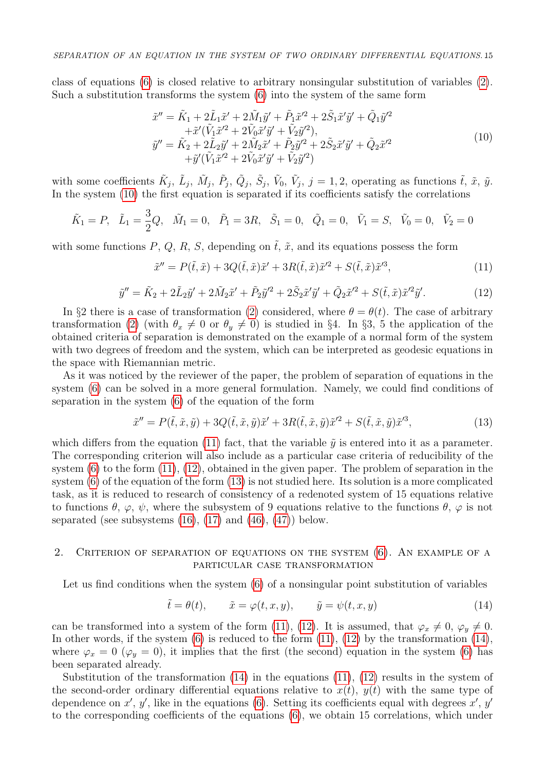class of equations (6) is closed relative to arbitrary nonsingular substitution of variables (2). Such a substitution transforms the system (6) into the system of the same form

$$
\begin{aligned}
\tilde{x}'' = \tilde{K}_1 + 2\tilde{L}_1\tilde{x}' + 2\tilde{M}_1\tilde{y}' + \tilde{P}_1\tilde{x}'^2 + 2\tilde{S}_1\tilde{x}'\tilde{y}' + \tilde{Q}_1\tilde{y}'^2 \\
+\tilde{x}'(\tilde{V}_1\tilde{x}'^2 + 2\tilde{V}_0\tilde{x}'\tilde{y}' + \tilde{V}_2\tilde{y}'^2), \\
\tilde{y}'' = \tilde{K}_2 + 2\tilde{L}_2\tilde{y}' + 2\tilde{M}_2\tilde{x}' + \tilde{P}_2\tilde{y}'^2 + 2\tilde{S}_2\tilde{x}'\tilde{y}' + \tilde{Q}_2\tilde{x}'^2 \\
+\tilde{y}'(\tilde{V}_1\tilde{x}'^2 + 2\tilde{V}_0\tilde{x}'\tilde{y}' + \tilde{V}_2\tilde{y}'^2)
\end{aligned}
\tag{10}
$$

with some coefficients $\tilde{K}_j$, $\tilde{L}_j$, $\tilde{M}_j$, $\tilde{P}_j$, $\tilde{Q}_j$, $\tilde{S}_j$, $\tilde{V}_0$, $\tilde{V}_j$, $j = 1, 2$, operating as functions $\tilde{t}$, $\tilde{x}$, $\tilde{y}$. In the system (10) the first equation is separated if its coefficients satisfy the correlations

$$
\tilde{K}_1 = P, \quad \tilde{L}_1 = \frac{3}{2}Q, \quad \tilde{M}_1 = 0, \quad \tilde{P}_1 = 3R, \quad \tilde{S}_1 = 0, \quad \tilde{Q}_1 = 0, \quad \tilde{V}_1 = S, \quad \tilde{V}_0 = 0, \quad \tilde{V}_2 = 0
$$

with some functions $P$, $Q$, $R$, $S$, depending on $\tilde{t}$, $\tilde{x}$, and its equations possess the form

$$
\tilde{x}'' = P(\tilde{t}, \tilde{x}) + 3Q(\tilde{t}, \tilde{x})\tilde{x}' + 3R(\tilde{t}, \tilde{x})\tilde{x}'^2 + S(\tilde{t}, \tilde{x})\tilde{x}'^3, \tag{11}
$$

$$
\tilde{y}'' = \tilde{K}_2 + 2\tilde{L}_2\tilde{y}' + 2\tilde{M}_2\tilde{x}' + \tilde{P}_2\tilde{y}'^2 + 2\tilde{S}_2\tilde{x}'\tilde{y}' + \tilde{Q}_2\tilde{x}'^2 + S(\tilde{t}, \tilde{x})\tilde{x}'^2\tilde{y}'. \tag{12}
$$

In §2 there is a case of transformation (2) considered, where $\theta = \theta(t)$. The case of arbitrary transformation (2) (with $\theta_x \neq 0$ or $\theta_y \neq 0$) is studied in §4. In §3, 5 the application of the obtained criteria of separation is demonstrated on the example of a normal form of the system with two degrees of freedom and the system, which can be interpreted as geodesic equations in the space with Riemannian metric.

As it was noticed by the reviewer of the paper, the problem of separation of equations in the system (6) can be solved in a more general formulation. Namely, we could find conditions of separation in the system (6) of the equation of the form

$$
\tilde{x}'' = P(\tilde{t}, \tilde{x}, \tilde{y}) + 3Q(\tilde{t}, \tilde{x}, \tilde{y})\tilde{x}' + 3R(\tilde{t}, \tilde{x}, \tilde{y})\tilde{x}'^2 + S(\tilde{t}, \tilde{x}, \tilde{y})\tilde{x}'^3, \tag{13}
$$

which differs from the equation (11) fact, that the variable $\tilde{y}$ is entered into it as a parameter. The corresponding criterion will also include as a particular case criteria of reducibility of the system (6) to the form (11), (12), obtained in the given paper. The problem of separation in the system (6) of the equation of the form (13) is not studied here. Its solution is a more complicated task, as it is reduced to research of consistency of a redenoted system of 15 equations relative to functions $\theta$, $\varphi$, $\psi$, where the subsystem of 9 equations relative to the functions $\theta$, $\varphi$ is not separated (see subsystems (16), (17) and (46), (47)) below.

## 2. Criterion of separation of equations on the system (6). An example of a particular case transformation

Let us find conditions when the system (6) of a nonsingular point substitution of variables

$$
\tilde{t} = \theta(t), \qquad \tilde{x} = \varphi(t, x, y), \qquad \tilde{y} = \psi(t, x, y) \tag{14}
$$

can be transformed into a system of the form (11), (12). It is assumed, that $\varphi_x \neq 0$, $\varphi_y \neq 0$. In other words, if the system (6) is reduced to the form (11), (12) by the transformation (14), where $\varphi_x = 0$ ($\varphi_y = 0$), it implies that the first (the second) equation in the system (6) has been separated already.

Substitution of the transformation (14) in the equations (11), (12) results in the system of the second-order ordinary differential equations relative to $x(t)$, $y(t)$ with the same type of dependence on $x'$, $y'$, like in the equations (6). Setting its coefficients equal with degrees $x'$, $y'$ to the corresponding coefficients of the equations (6), we obtain 15 correlations, which under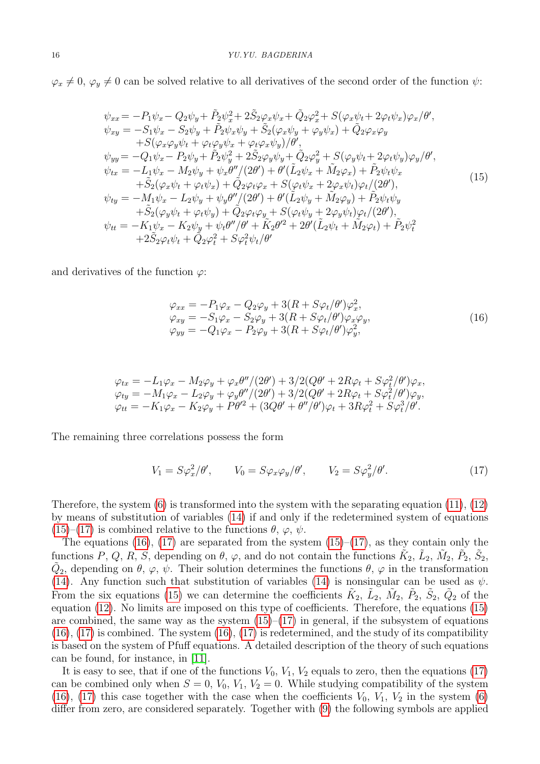$\varphi_x \neq 0$, $\varphi_y \neq 0$ can be solved relative to all derivatives of the second order of the function $\psi$:

$$
\begin{aligned}
\psi_{xx} &= -P_1\psi_x - Q_2\psi_y + \tilde{P}_2\psi_x^2 + 2\tilde{S}_2\varphi_x\psi_x + \tilde{Q}_2\varphi_x^2 + S(\varphi_x\psi_t + 2\varphi_t\psi_x)\varphi_x/\theta', \\
\psi_{xy} &= -S_1\psi_x - S_2\psi_y + \tilde{P}_2\psi_x\psi_y + \tilde{S}_2(\varphi_x\psi_y + \varphi_y\psi_x) + \tilde{Q}_2\varphi_x\varphi_y \\
&\quad + S(\varphi_x\varphi_y\psi_t + \varphi_t\varphi_y\psi_x + \varphi_t\varphi_x\psi_y)/\theta', \\
\psi_{yy} &= -Q_1\psi_x - P_2\psi_y + \tilde{P}_2\psi_y^2 + 2\tilde{S}_2\varphi_y\psi_y + \tilde{Q}_2\varphi_y^2 + S(\varphi_y\psi_t + 2\varphi_t\psi_y)\varphi_y/\theta', \\
\psi_{tx} &= -L_1\psi_x - M_2\psi_y + \psi_x\theta''/(2\theta') + \theta'(\tilde{L}_2\psi_x + \tilde{M}_2\varphi_x) + \tilde{P}_2\psi_t\psi_x \\
&\quad + \tilde{S}_2(\varphi_x\psi_t + \varphi_t\psi_x) + \tilde{Q}_2\varphi_t\varphi_x + S(\varphi_t\psi_x + 2\varphi_x\psi_t)\varphi_t/(2\theta'), \\
\psi_{ty} &= -M_1\psi_x - L_2\psi_y + \psi_y\theta''/(2\theta') + \theta'(\tilde{L}_2\psi_y + \tilde{M}_2\varphi_y) + \tilde{P}_2\psi_t\psi_y \\
&\quad + \tilde{S}_2(\varphi_y\psi_t + \varphi_t\psi_y) + \tilde{Q}_2\varphi_t\varphi_y + S(\varphi_t\psi_y + 2\varphi_y\psi_t)\varphi_t/(2\theta'), \\
\psi_{tt} &= -K_1\psi_x - K_2\psi_y + \psi_t\theta''/\theta' + \tilde{K}_2\theta'^2 + 2\theta'(\tilde{L}_2\psi_t + \tilde{M}_2\varphi_t) + \tilde{P}_2\psi_t^2 \\
&\quad + 2\tilde{S}_2\varphi_t\psi_t + \tilde{Q}_2\varphi_t^2 + S\varphi_t^2\psi_t/\theta'
\end{aligned}
\tag{15}
$$

and derivatives of the function $\varphi$:

$$
\begin{aligned}
\varphi_{xx} &= -P_1\varphi_x - Q_2\varphi_y + 3(R + S\varphi_t/\theta')\varphi_x^2, \\
\varphi_{xy} &= -S_1\varphi_x - S_2\varphi_y + 3(R + S\varphi_t/\theta')\varphi_x\varphi_y, \\
\varphi_{yy} &= -Q_1\varphi_x - P_2\varphi_y + 3(R + S\varphi_t/\theta')\varphi_y^2,
\end{aligned}
\tag{16}
$$

$$
\begin{aligned}
\varphi_{tx} &= -L_1\varphi_x - M_2\varphi_y + \varphi_x\theta''/(2\theta') + 3/2(Q\theta' + 2R\varphi_t + S\varphi_t^2/\theta')\varphi_x, \\
\varphi_{ty} &= -M_1\varphi_x - L_2\varphi_y + \varphi_y\theta''/(2\theta') + 3/2(Q\theta' + 2R\varphi_t + S\varphi_t^2/\theta')\varphi_y, \\
\varphi_{tt} &= -K_1\varphi_x - K_2\varphi_y + P\theta'^2 + (3Q\theta' + \theta''/\theta')\varphi_t + 3R\varphi_t^2 + S\varphi_t^3/\theta'.
\end{aligned}
$$

The remaining three correlations possess the form

$$
V_1 = S\varphi_x^2/\theta', \qquad V_0 = S\varphi_x\varphi_y/\theta', \qquad V_2 = S\varphi_y^2/\theta'. \tag{17}
$$

Therefore, the system (6) is transformed into the system with the separating equation (11), (12) by means of substitution of variables (14) if and only if the redetermined system of equations (15)–(17) is combined relative to the functions $\theta$, $\varphi$, $\psi$.

The equations (16), (17) are separated from the system (15)–(17), as they contain only the functions $P$, $Q$, $R$, $S$, depending on $\theta$, $\varphi$, and do not contain the functions $\tilde{K}_2$, $\tilde{L}_2$, $\tilde{M}_2$, $\tilde{P}_2$, $\tilde{S}_2$, $\tilde{Q}_2$, depending on $\theta$, $\varphi$, $\psi$. Their solution determines the functions $\theta$, $\varphi$ in the transformation (14). Any function such that substitution of variables (14) is nonsingular can be used as $\psi$. From the six equations (15) we can determine the coefficients $\tilde{K}_2$, $\tilde{L}_2$, $\tilde{M}_2$, $\tilde{P}_2$, $\tilde{S}_2$, $\tilde{Q}_2$ of the equation (12). No limits are imposed on this type of coefficients. Therefore, the equations (15) are combined, the same way as the system (15)–(17) in general, if the subsystem of equations (16), (17) is combined. The system (16), (17) is redetermined, and the study of its compatibility is based on the system of Pfuff equations. A detailed description of the theory of such equations can be found, for instance, in [11].

It is easy to see, that if one of the functions $V_0$, $V_1$, $V_2$ equals to zero, then the equations (17) can be combined only when $S = 0$, $V_0$, $V_1$, $V_2 = 0$. While studying compatibility of the system (16), (17) this case together with the case when the coefficients $V_0$, $V_1$, $V_2$ in the system (6) differ from zero, are considered separately. Together with (9) the following symbols are applied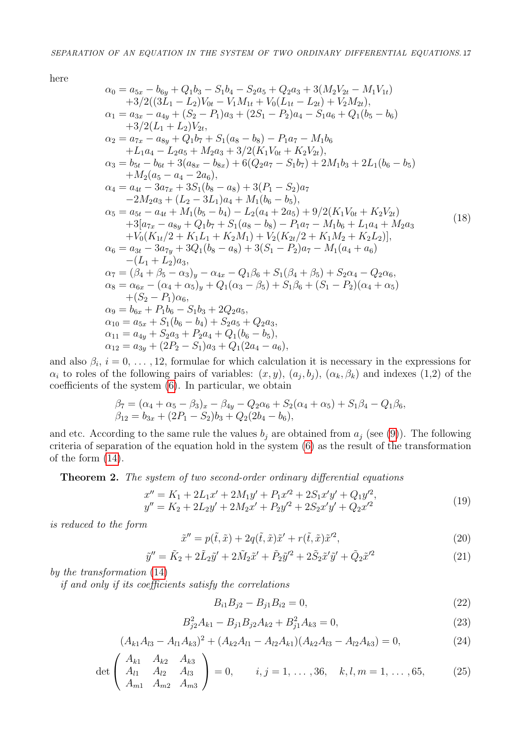here

$$
\begin{aligned}
\alpha_0 &= a_{5x} - b_{6y} + Q_1 b_3 - S_1 b_4 - S_2 a_5 + Q_2 a_3 + 3(M_2 V_{2t} - M_1 V_{1t}) \\
&\quad + 3/2((3L_1 - L_2)V_{0t} - V_1 M_{1t} + V_0(L_{1t} - L_{2t}) + V_2 M_{2t}), \\
\alpha_1 &= a_{3x} - a_{4y} + (S_2 - P_1)a_3 + (2S_1 - P_2)a_4 - S_1 a_6 + Q_1(b_5 - b_6) \\
&\quad + 3/2(L_1 + L_2)V_{2t}, \\
\alpha_2 &= a_{7x} - a_{8y} + Q_1 b_7 + S_1(a_8 - b_8) - P_1 a_7 - M_1 b_6 \\
&\quad + L_1 a_4 - L_2 a_5 + M_2 a_3 + 3/2(K_1 V_{0t} + K_2 V_{2t}), \\
\alpha_3 &= b_{5t} - b_{6t} + 3(a_{8x} - b_{8x}) + 6(Q_2 a_7 - S_1 b_7) + 2M_1 b_3 + 2L_1(b_6 - b_5) \\
&\quad + M_2(a_5 - a_4 - 2a_6), \\
\alpha_4 &= a_{4t} - 3a_{7x} + 3S_1(b_8 - a_8) + 3(P_1 - S_2)a_7 \\
&\quad - 2M_2 a_3 + (L_2 - 3L_1)a_4 + M_1(b_6 - b_5), \\
\alpha_5 &= a_{5t} - a_{4t} + M_1(b_5 - b_4) - L_2(a_4 + 2a_5) + 9/2(K_1 V_{0t} + K_2 V_{2t}) \\
&\quad + 3[a_{7x} - a_{8y} + Q_1 b_7 + S_1(a_8 - b_8) - P_1 a_7 - M_1 b_6 + L_1 a_4 + M_2 a_3 \\
&\quad + V_0(K_{1t}/2 + K_1 L_1 + K_2 M_1) + V_2(K_{2t}/2 + K_1 M_2 + K_2 L_2)], \\
\alpha_6 &= a_{3t} - 3a_{7y} + 3Q_1(b_8 - a_8) + 3(S_1 - P_2)a_7 - M_1(a_4 + a_6) \\
&\quad - (L_1 + L_2)a_3, \\
\alpha_7 &= (\beta_4 + \beta_5 - \alpha_3)_y - \alpha_{4x} - Q_1 \beta_6 + S_1(\beta_4 + \beta_5) + S_2 \alpha_4 - Q_2 \alpha_6, \\
\alpha_8 &= \alpha_{6x} - (\alpha_4 + \alpha_5)_y + Q_1(\alpha_3 - \beta_5) + S_1 \beta_6 + (S_1 - P_2)(\alpha_4 + \alpha_5) \\
&\quad + (S_2 - P_1)\alpha_6, \\
\alpha_9 &= b_{6x} + P_1 b_6 - S_1 b_3 + 2Q_2 a_5, \\
\alpha_{10} &= a_{5x} + S_1(b_6 - b_4) + S_2 a_5 + Q_2 a_3, \\
\alpha_{11} &= a_{4y} + S_2 a_3 + P_2 a_4 + Q_1(b_6 - b_5), \\
\alpha_{12} &= a_{3y} + (2P_2 - S_1)a_3 + Q_1(2a_4 - a_6),
\end{aligned}
\tag{18}
$$

and also $\beta_i$, $i = 0, \ldots, 12$, formulae for which calculation it is necessary in the expressions for $\alpha_i$ to roles of the following pairs of variables: $(x, y)$, $(a_j, b_j)$, $(\alpha_k, \beta_k)$ and indexes (1,2) of the coefficients of the system (6). In particular, we obtain

$$
\begin{aligned}
\beta_7 &= (\alpha_4 + \alpha_5 - \beta_3)_x - \beta_{4y} - Q_2 \alpha_6 + S_2(\alpha_4 + \alpha_5) + S_1 \beta_4 - Q_1 \beta_6, \\
\beta_{12} &= b_{3x} + (2P_1 - S_2)b_3 + Q_2(2b_4 - b_6),
\end{aligned}
$$

and etc. According to the same rule the values $b_j$ are obtained from $a_j$ (see (9)). The following criteria of separation of the equation hold in the system (6) as the result of the transformation of the form (14).

**Theorem 2.** *The system of two second-order ordinary differential equations*

$$
\begin{aligned}
x'' &= K_1 + 2L_1 x' + 2M_1 y' + P_1 x'^2 + 2S_1 x'y' + Q_1 y'^2, \\
y'' &= K_2 + 2L_2 y' + 2M_2 x' + P_2 y'^2 + 2S_2 x'y' + Q_2 x'^2
\end{aligned}
\tag{19}
$$

*is reduced to the form*

$$
\tilde{x}'' = p(\tilde{t}, \tilde{x}) + 2q(\tilde{t}, \tilde{x})\tilde{x}' + r(\tilde{t}, \tilde{x})\tilde{x}'^2, \tag{20}
$$

$$
\tilde{y}'' = \tilde{K}_2 + 2\tilde{L}_2 \tilde{y}' + 2\tilde{M}_2 \tilde{x}' + \tilde{P}_2 \tilde{y}'^2 + 2\tilde{S}_2 \tilde{x}'\tilde{y}' + \tilde{Q}_2 \tilde{x}'^2 \tag{21}
$$

*by the transformation* (14)

*if and only if its coefficients satisfy the correlations*

$$
B_{i1} B_{j2} - B_{j1} B_{i2} = 0, \tag{22}
$$

$$
B_{j2}^2 A_{k1} - B_{j1} B_{j2} A_{k2} + B_{j1}^2 A_{k3} = 0, \tag{23}
$$

$$
(A_{k1} A_{l3} - A_{l1} A_{k3})^2 + (A_{k2} A_{l1} - A_{l2} A_{k1})(A_{k2} A_{l3} - A_{l2} A_{k3}) = 0, \tag{24}
$$

$$
\det \begin{pmatrix} A_{k1} & A_{k2} & A_{k3} \\ A_{l1} & A_{l2} & A_{l3} \\ A_{m1} & A_{m2} & A_{m3} \end{pmatrix} = 0, \qquad i, j = 1, \ldots, 36, \quad k, l, m = 1, \ldots, 65, \tag{25}
$$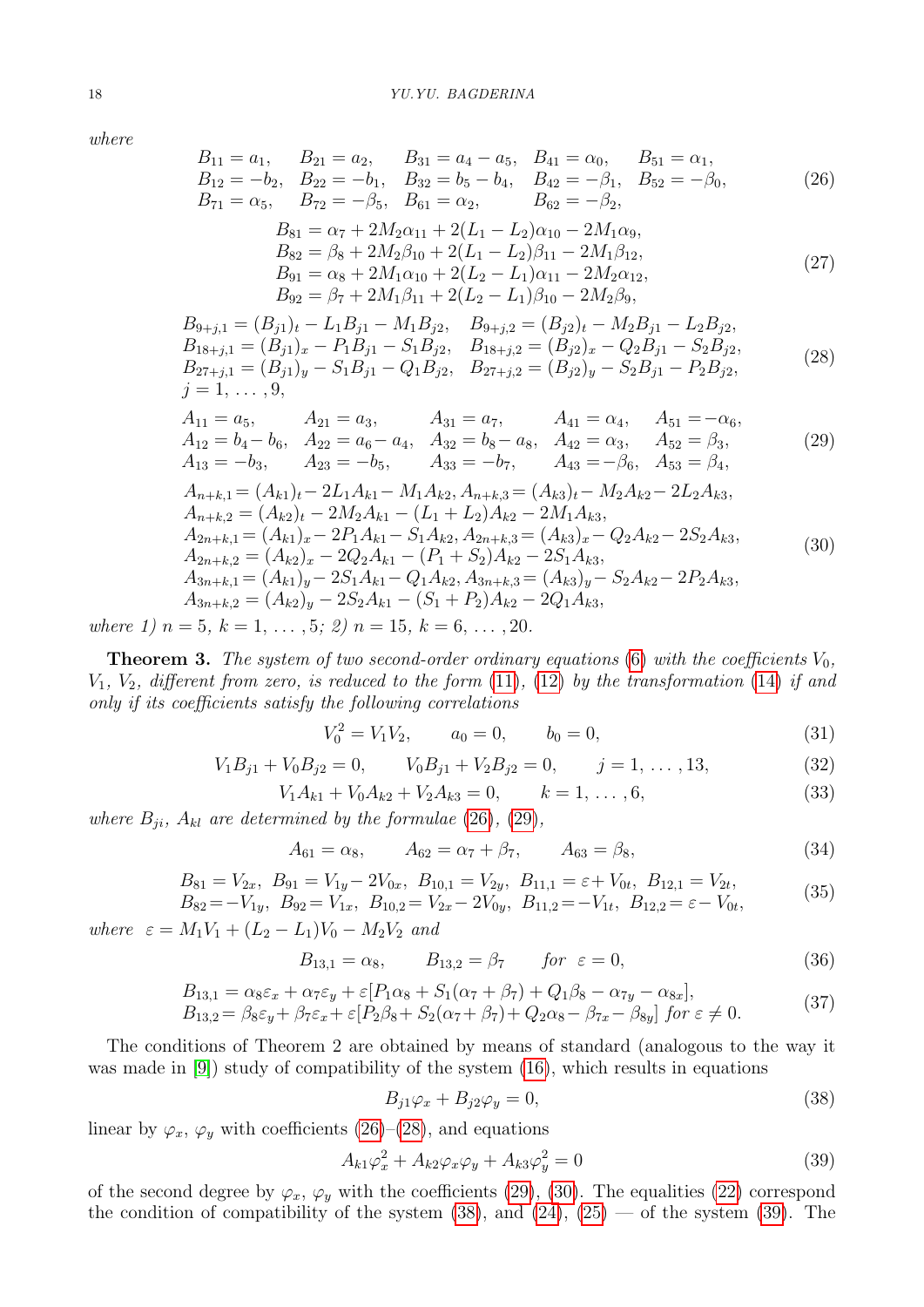where

$$
\begin{array}{lllll}
B_{11}=a_1, & B_{21}=a_2, & B_{31}=a_4-a_5, & B_{41}=\alpha_0, & B_{51}=\alpha_1,\\
B_{12}=-b_2, & B_{22}=-b_1, & B_{32}=b_5-b_4, & B_{42}=-\beta_1, & B_{52}=-\beta_0,\\
B_{71}=\alpha_5, & B_{72}=-\beta_5, & B_{61}=\alpha_2, & & B_{62}=-\beta_2,
\end{array}
\tag{26}
$$

$$
\begin{array}{l}
B_{81}=\alpha_7+2M_2\alpha_{11}+2(L_1-L_2)\alpha_{10}-2M_1\alpha_9,\\
B_{82}=\beta_8+2M_2\beta_{10}+2(L_1-L_2)\beta_{11}-2M_1\beta_{12},\\
B_{91}=\alpha_8+2M_1\alpha_{10}+2(L_2-L_1)\alpha_{11}-2M_2\alpha_{12},\\
B_{92}=\beta_7+2M_1\beta_{11}+2(L_2-L_1)\beta_{10}-2M_2\beta_9,
\end{array}
\tag{27}
$$

$$
\begin{array}{ll}
B_{9+j,1}=(B_{j1})_t-L_1B_{j1}-M_1B_{j2}, & B_{9+j,2}=(B_{j2})_t-M_2B_{j1}-L_2B_{j2},\\
B_{18+j,1}=(B_{j1})_x-P_1B_{j1}-S_1B_{j2}, & B_{18+j,2}=(B_{j2})_x-Q_2B_{j1}-S_2B_{j2},\\
B_{27+j,1}=(B_{j1})_y-S_1B_{j1}-Q_1B_{j2}, & B_{27+j,2}=(B_{j2})_y-S_2B_{j1}-P_2B_{j2},\\
j=1,\,\dots,9, &
\end{array}
\tag{28}
$$

$$
\begin{array}{lllll}
A_{11}=a_5, & A_{21}=a_3, & A_{31}=a_7, & A_{41}=\alpha_4, & A_{51}=-\alpha_6,\\
A_{12}=b_4-b_6, & A_{22}=a_6-a_4, & A_{32}=b_8-a_8, & A_{42}=\alpha_3, & A_{52}=\beta_3,\\
A_{13}=-b_3, & A_{23}=-b_5, & A_{33}=-b_7, & A_{43}=-\beta_6, & A_{53}=\beta_4,
\end{array}
\tag{29}
$$

$$
\begin{array}{l}
A_{n+k,1}=(A_{k1})_t-2L_1A_{k1}-M_1A_{k2},\ A_{n+k,3}=(A_{k3})_t-M_2A_{k2}-2L_2A_{k3},\\
A_{n+k,2}=(A_{k2})_t-2M_2A_{k1}-(L_1+L_2)A_{k2}-2M_1A_{k3},\\
A_{2n+k,1}=(A_{k1})_x-2P_1A_{k1}-S_1A_{k2},\ A_{2n+k,3}=(A_{k3})_x-Q_2A_{k2}-2S_2A_{k3},\\
A_{2n+k,2}=(A_{k2})_x-2Q_2A_{k1}-(P_1+S_2)A_{k2}-2S_1A_{k3},\\
A_{3n+k,1}=(A_{k1})_y-2S_1A_{k1}-Q_1A_{k2},\ A_{3n+k,3}=(A_{k3})_y-S_2A_{k2}-2P_2A_{k3},\\
A_{3n+k,2}=(A_{k2})_y-2S_2A_{k1}-(S_1+P_2)A_{k2}-2Q_1A_{k3},
\end{array}
\tag{30}
$$

where 1) $n=5$, $k=1,\,\dots,5$; 2) $n=15$, $k=6,\,\dots,20$.

**Theorem 3.** *The system of two second-order ordinary equations* (6) *with the coefficients* $V_0$, $V_1$, $V_2$, *different from zero, is reduced to the form* (11), (12) *by the transformation* (14) *if and only if its coefficients satisfy the following correlations*

$$
V_0^2=V_1V_2, \qquad a_0=0, \qquad b_0=0, \tag{31}
$$

$$
V_1B_{j1}+V_0B_{j2}=0, \qquad V_0B_{j1}+V_2B_{j2}=0, \qquad j=1,\,\dots,13, \tag{32}
$$

$$
V_1A_{k1}+V_0A_{k2}+V_2A_{k3}=0, \qquad k=1,\,\dots,6, \tag{33}
$$

*where* $B_{ji}$, $A_{kl}$ *are determined by the formulae* (26), (29),

$$
A_{61}=\alpha_8, \qquad A_{62}=\alpha_7+\beta_7, \qquad A_{63}=\beta_8, \tag{34}
$$

$$
\begin{array}{l}
B_{81}=V_{2x},\ B_{91}=V_{1y}-2V_{0x},\ B_{10,1}=V_{2y},\ B_{11,1}=\varepsilon+V_{0t},\ B_{12,1}=V_{2t},\\
B_{82}=-V_{1y},\ B_{92}=V_{1x},\ B_{10,2}=V_{2x}-2V_{0y},\ B_{11,2}=-V_{1t},\ B_{12,2}=\varepsilon-V_{0t},
\end{array}
\tag{35}
$$

*where* $\varepsilon=M_1V_1+(L_2-L_1)V_0-M_2V_2$ *and*

$$
B_{13,1}=\alpha_8, \qquad B_{13,2}=\beta_7 \qquad \text{for } \varepsilon=0, \tag{36}
$$

$$
\begin{array}{l}
B_{13,1}=\alpha_8\varepsilon_x+\alpha_7\varepsilon_y+\varepsilon[P_1\alpha_8+S_1(\alpha_7+\beta_7)+Q_1\beta_8-\alpha_{7y}-\alpha_{8x}],\\
B_{13,2}=\beta_8\varepsilon_y+\beta_7\varepsilon_x+\varepsilon[P_2\beta_8+S_2(\alpha_7+\beta_7)+Q_2\alpha_8-\beta_{7x}-\beta_{8y}] \text{ for } \varepsilon\neq 0.
\end{array}
\tag{37}
$$

The conditions of Theorem 2 are obtained by means of standard (analogous to the way it was made in [9]) study of compatibility of the system (16), which results in equations

$$
B_{j1}\varphi_x+B_{j2}\varphi_y=0, \tag{38}
$$

linear by $\varphi_x$, $\varphi_y$ with coefficients (26)–(28), and equations

$$
A_{k1}\varphi_x^2+A_{k2}\varphi_x\varphi_y+A_{k3}\varphi_y^2=0 \tag{39}
$$

of the second degree by $\varphi_x$, $\varphi_y$ with the coefficients (29), (30). The equalities (22) correspond the condition of compatibility of the system (38), and (24), (25) — of the system (39). The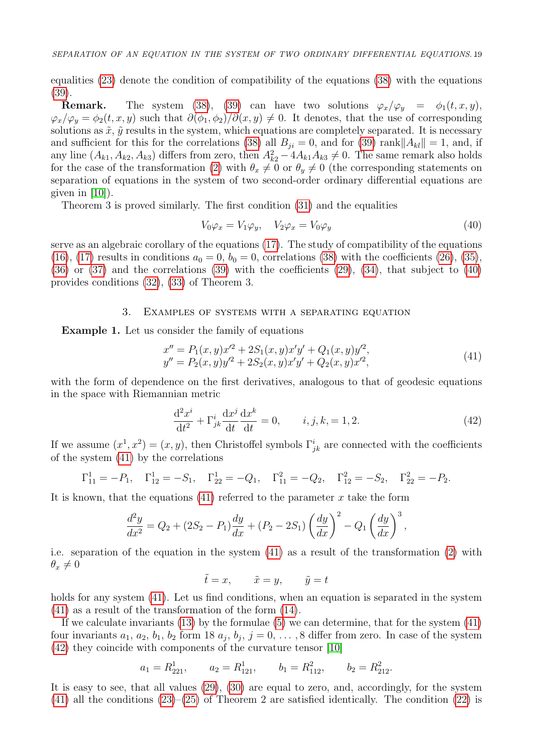equalities (23) denote the condition of compatibility of the equations (38) with the equations (39).

**Remark.** The system (38), (39) can have two solutions $\varphi_x/\varphi_y = \phi_1(t,x,y)$, $\varphi_x/\varphi_y = \phi_2(t,x,y)$ such that $\partial(\phi_1,\phi_2)/\partial(x,y) \neq 0$. It denotes, that the use of corresponding solutions as $\tilde{x}$, $\tilde{y}$ results in the system, which equations are completely separated. It is necessary and sufficient for this for the correlations (38) all $B_{ji} = 0$, and for (39) $\mathrm{rank}\|A_{kl}\| = 1$, and, if any line $(A_{k1}, A_{k2}, A_{k3})$ differs from zero, then $A_{k2}^2 - 4A_{k1}A_{k3} \neq 0$. The same remark also holds for the case of the transformation (2) with $\theta_x \neq 0$ or $\theta_y \neq 0$ (the corresponding statements on separation of equations in the system of two second-order ordinary differential equations are given in [10]).

Theorem 3 is proved similarly. The first condition (31) and the equalities

$$V_0\varphi_x = V_1\varphi_y, \quad V_2\varphi_x = V_0\varphi_y \tag{40}$$

serve as an algebraic corollary of the equations (17). The study of compatibility of the equations (16), (17) results in conditions $a_0 = 0$, $b_0 = 0$, correlations (38) with the coefficients (26), (35), (36) or (37) and the correlations (39) with the coefficients (29), (34), that subject to (40) provides conditions (32), (33) of Theorem 3.

## 3. Examples of systems with a separating equation

**Example 1.** Let us consider the family of equations

$$\begin{aligned} x'' &= P_1(x,y)x'^2 + 2S_1(x,y)x'y' + Q_1(x,y)y'^2, \\ y'' &= P_2(x,y)y'^2 + 2S_2(x,y)x'y' + Q_2(x,y)x'^2, \end{aligned} \tag{41}$$

with the form of dependence on the first derivatives, analogous to that of geodesic equations in the space with Riemannian metric

$$\frac{\mathrm{d}^2x^i}{\mathrm{d}t^2} + \Gamma^i_{jk}\frac{\mathrm{d}x^j}{\mathrm{d}t}\frac{\mathrm{d}x^k}{\mathrm{d}t} = 0, \qquad i,j,k, = 1,2. \tag{42}$$

If we assume $(x^1, x^2) = (x, y)$, then Christoffel symbols $\Gamma^i_{jk}$ are connected with the coefficients of the system (41) by the correlations

$$\Gamma^1_{11} = -P_1, \quad \Gamma^1_{12} = -S_1, \quad \Gamma^1_{22} = -Q_1, \quad \Gamma^2_{11} = -Q_2, \quad \Gamma^2_{12} = -S_2, \quad \Gamma^2_{22} = -P_2.$$

It is known, that the equations (41) referred to the parameter $x$ take the form

$$\frac{d^2y}{dx^2} = Q_2 + (2S_2 - P_1)\frac{dy}{dx} + (P_2 - 2S_1)\left(\frac{dy}{dx}\right)^2 - Q_1\left(\frac{dy}{dx}\right)^3,$$

i.e. separation of the equation in the system (41) as a result of the transformation (2) with $\theta_x \neq 0$

$$\tilde{t} = x, \qquad \tilde{x} = y, \qquad \tilde{y} = t$$

holds for any system (41). Let us find conditions, when an equation is separated in the system (41) as a result of the transformation of the form (14).

If we calculate invariants (13) by the formulae (5) we can determine, that for the system (41) four invariants $a_1$, $a_2$, $b_1$, $b_2$ form 18 $a_j$, $b_j$, $j = 0, \ldots, 8$ differ from zero. In case of the system (42) they coincide with components of the curvature tensor [10]

$$a_1 = R^1_{221}, \qquad a_2 = R^1_{121}, \qquad b_1 = R^2_{112}, \qquad b_2 = R^2_{212}.$$

It is easy to see, that all values (29), (30) are equal to zero, and, accordingly, for the system (41) all the conditions (23)–(25) of Theorem 2 are satisfied identically. The condition (22) is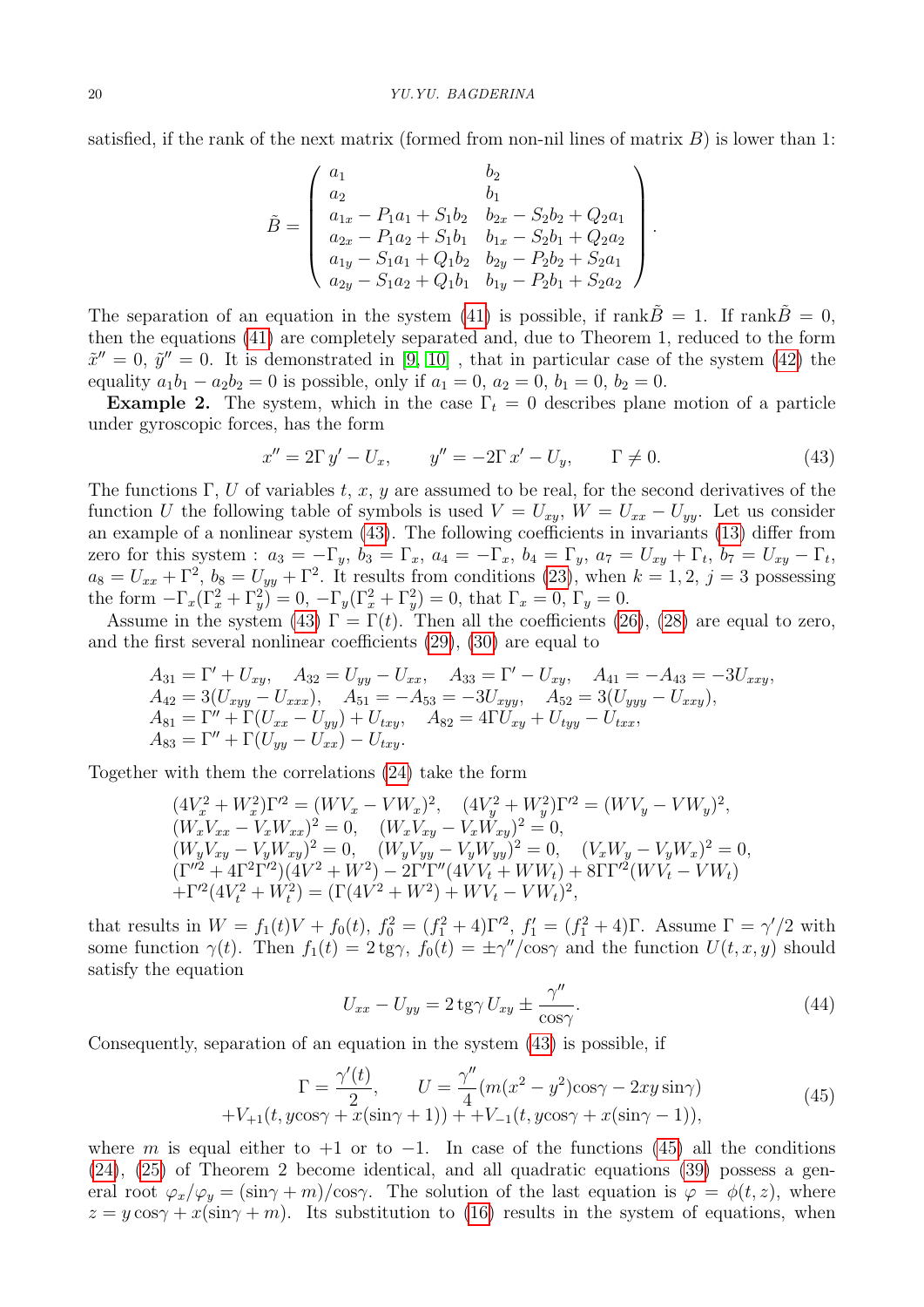satisfied, if the rank of the next matrix (formed from non-nil lines of matrix $B$) is lower than 1:

$$\tilde{B} = \begin{pmatrix} a_1 & b_2 \\ a_2 & b_1 \\ a_{1x} - P_1 a_1 + S_1 b_2 & b_{2x} - S_2 b_2 + Q_2 a_1 \\ a_{2x} - P_1 a_2 + S_1 b_1 & b_{1x} - S_2 b_1 + Q_2 a_2 \\ a_{1y} - S_1 a_1 + Q_1 b_2 & b_{2y} - P_2 b_2 + S_2 a_1 \\ a_{2y} - S_1 a_2 + Q_1 b_1 & b_{1y} - P_2 b_1 + S_2 a_2 \end{pmatrix}.$$

The separation of an equation in the system (41) is possible, if rank$\tilde{B} = 1$. If rank$\tilde{B} = 0$, then the equations (41) are completely separated and, due to Theorem 1, reduced to the form $\tilde{x}'' = 0$, $\tilde{y}'' = 0$. It is demonstrated in [9, 10] , that in particular case of the system (42) the equality $a_1 b_1 - a_2 b_2 = 0$ is possible, only if $a_1 = 0$, $a_2 = 0$, $b_1 = 0$, $b_2 = 0$.

**Example 2.** The system, which in the case $\Gamma_t = 0$ describes plane motion of a particle under gyroscopic forces, has the form

$$x'' = 2\Gamma\, y' - U_x, \qquad y'' = -2\Gamma\, x' - U_y, \qquad \Gamma \neq 0. \tag{43}$$

The functions $\Gamma$, $U$ of variables $t$, $x$, $y$ are assumed to be real, for the second derivatives of the function $U$ the following table of symbols is used $V = U_{xy}$, $W = U_{xx} - U_{yy}$. Let us consider an example of a nonlinear system (43). The following coefficients in invariants (13) differ from zero for this system : $a_3 = -\Gamma_y$, $b_3 = \Gamma_x$, $a_4 = -\Gamma_x$, $b_4 = \Gamma_y$, $a_7 = U_{xy} + \Gamma_t$, $b_7 = U_{xy} - \Gamma_t$, $a_8 = U_{xx} + \Gamma^2$, $b_8 = U_{yy} + \Gamma^2$. It results from conditions (23), when $k = 1, 2$, $j = 3$ possessing the form $-\Gamma_x(\Gamma_x^2 + \Gamma_y^2) = 0$, $-\Gamma_y(\Gamma_x^2 + \Gamma_y^2) = 0$, that $\Gamma_x = 0$, $\Gamma_y = 0$.

Assume in the system (43) $\Gamma = \Gamma(t)$. Then all the coefficients (26), (28) are equal to zero, and the first several nonlinear coefficients (29), (30) are equal to

$$\begin{aligned}
&A_{31} = \Gamma' + U_{xy}, \quad A_{32} = U_{yy} - U_{xx}, \quad A_{33} = \Gamma' - U_{xy}, \quad A_{41} = -A_{43} = -3U_{xxy}, \\
&A_{42} = 3(U_{xyy} - U_{xxx}), \quad A_{51} = -A_{53} = -3U_{xyy}, \quad A_{52} = 3(U_{yyy} - U_{xxy}), \\
&A_{81} = \Gamma'' + \Gamma(U_{xx} - U_{yy}) + U_{txy}, \quad A_{82} = 4\Gamma U_{xy} + U_{tyy} - U_{txx}, \\
&A_{83} = \Gamma'' + \Gamma(U_{yy} - U_{xx}) - U_{txy}.
\end{aligned}$$

Together with them the correlations (24) take the form

$$\begin{aligned}
&(4V_x^2 + W_x^2)\Gamma'^2 = (WV_x - VW_x)^2, \quad (4V_y^2 + W_y^2)\Gamma'^2 = (WV_y - VW_y)^2, \\
&(W_x V_{xx} - V_x W_{xx})^2 = 0, \quad (W_x V_{xy} - V_x W_{xy})^2 = 0, \\
&(W_y V_{xy} - V_y W_{xy})^2 = 0, \quad (W_y V_{yy} - V_y W_{yy})^2 = 0, \quad (V_x W_y - V_y W_x)^2 = 0, \\
&(\Gamma''^2 + 4\Gamma^2\Gamma'^2)(4V^2 + W^2) - 2\Gamma'\Gamma''(4VV_t + WW_t) + 8\Gamma\Gamma'^2(WV_t - VW_t) \\
&+\Gamma'^2(4V_t^2 + W_t^2) = (\Gamma(4V^2 + W^2) + WV_t - VW_t)^2,
\end{aligned}$$

that results in $W = f_1(t)V + f_0(t)$, $f_0^2 = (f_1^2 + 4)\Gamma'^2$, $f_1' = (f_1^2 + 4)\Gamma$. Assume $\Gamma = \gamma'/2$ with some function $\gamma(t)$. Then $f_1(t) = 2\,\mathrm{tg}\gamma$, $f_0(t) = \pm\gamma''/\cos\gamma$ and the function $U(t, x, y)$ should satisfy the equation

$$U_{xx} - U_{yy} = 2\,\mathrm{tg}\gamma\, U_{xy} \pm \frac{\gamma''}{\cos\gamma}. \tag{44}$$

Consequently, separation of an equation in the system (43) is possible, if

$$\begin{aligned}
\Gamma = \frac{\gamma'(t)}{2}, \qquad U = \frac{\gamma''}{4}(m(x^2 - y^2)\cos\gamma - 2xy\sin\gamma) \\
+V_{+1}(t, y\cos\gamma + x(\sin\gamma + 1)) + +V_{-1}(t, y\cos\gamma + x(\sin\gamma - 1)),
\end{aligned} \tag{45}$$

where $m$ is equal either to $+1$ or to $-1$. In case of the functions (45) all the conditions (24), (25) of Theorem 2 become identical, and all quadratic equations (39) possess a general root $\varphi_x/\varphi_y = (\sin\gamma + m)/\cos\gamma$. The solution of the last equation is $\varphi = \phi(t, z)$, where $z = y\cos\gamma + x(\sin\gamma + m)$. Its substitution to (16) results in the system of equations, when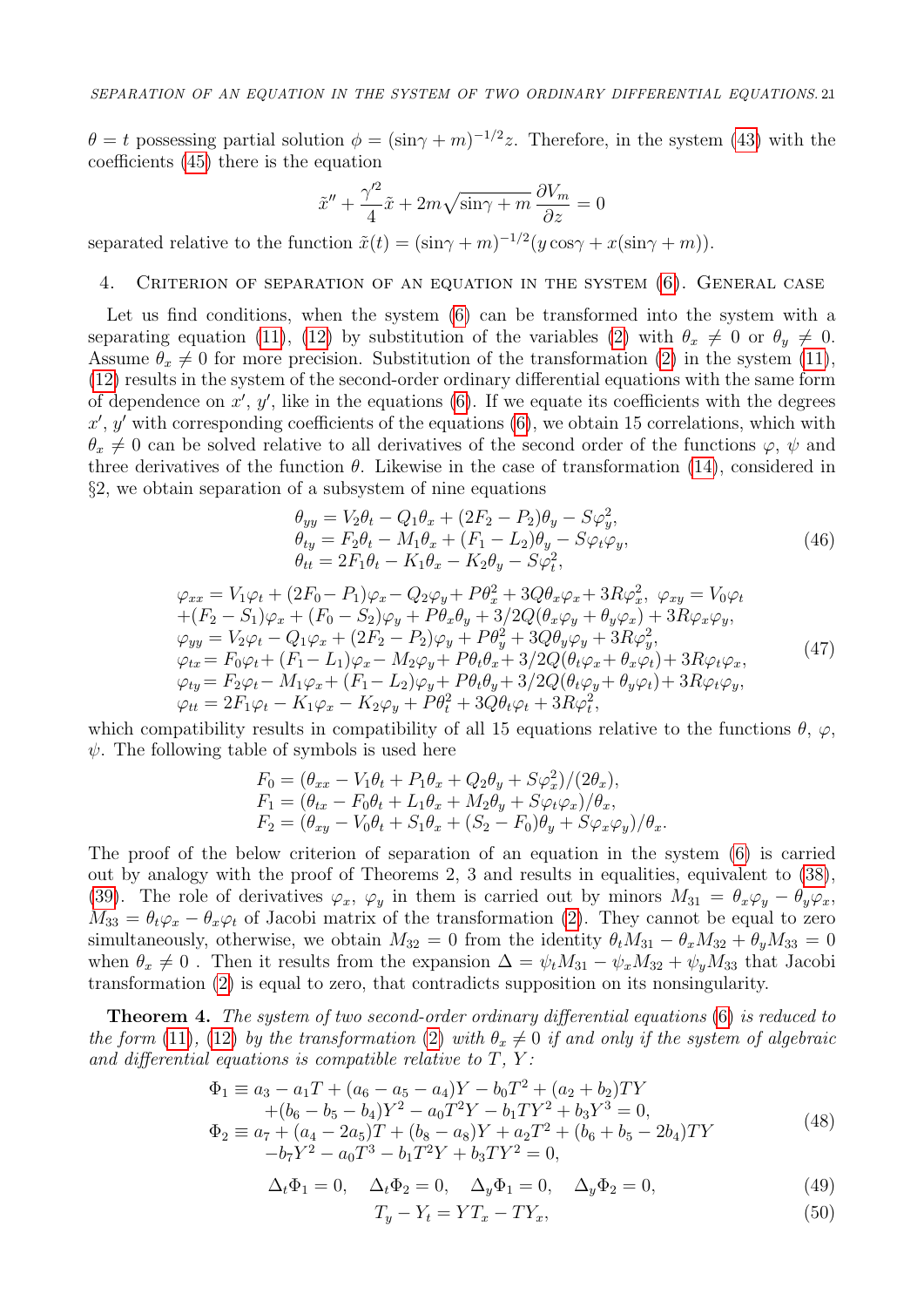$\theta = t$ possessing partial solution $\phi = (\sin\gamma + m)^{-1/2} z$. Therefore, in the system (43) with the coefficients (45) there is the equation

$$\tilde{x}'' + \frac{\gamma'^2}{4}\tilde{x} + 2m\sqrt{\sin\gamma + m}\,\frac{\partial V_m}{\partial z} = 0$$

separated relative to the function $\tilde{x}(t) = (\sin\gamma + m)^{-1/2}(y\cos\gamma + x(\sin\gamma + m))$.

## 4. Criterion of separation of an equation in the system (6). General case

Let us find conditions, when the system (6) can be transformed into the system with a separating equation (11), (12) by substitution of the variables (2) with $\theta_x \neq 0$ or $\theta_y \neq 0$. Assume $\theta_x \neq 0$ for more precision. Substitution of the transformation (2) in the system (11), (12) results in the system of the second-order ordinary differential equations with the same form of dependence on $x'$, $y'$, like in the equations (6). If we equate its coefficients with the degrees $x'$, $y'$ with corresponding coefficients of the equations (6), we obtain 15 correlations, which with $\theta_x \neq 0$ can be solved relative to all derivatives of the second order of the functions $\varphi$, $\psi$ and three derivatives of the function $\theta$. Likewise in the case of transformation (14), considered in §2, we obtain separation of a subsystem of nine equations

$$\begin{aligned}
&\theta_{yy} = V_2\theta_t - Q_1\theta_x + (2F_2 - P_2)\theta_y - S\varphi_y^2,\\
&\theta_{ty} = F_2\theta_t - M_1\theta_x + (F_1 - L_2)\theta_y - S\varphi_t\varphi_y,\\
&\theta_{tt} = 2F_1\theta_t - K_1\theta_x - K_2\theta_y - S\varphi_t^2,
\end{aligned} \tag{46}$$

$$\begin{aligned}
&\varphi_{xx} = V_1\varphi_t + (2F_0 - P_1)\varphi_x - Q_2\varphi_y + P\theta_x^2 + 3Q\theta_x\varphi_x + 3R\varphi_x^2,\ \ \varphi_{xy} = V_0\varphi_t\\
&\quad + (F_2 - S_1)\varphi_x + (F_0 - S_2)\varphi_y + P\theta_x\theta_y + 3/2Q(\theta_x\varphi_y + \theta_y\varphi_x) + 3R\varphi_x\varphi_y,\\
&\varphi_{yy} = V_2\varphi_t - Q_1\varphi_x + (2F_2 - P_2)\varphi_y + P\theta_y^2 + 3Q\theta_y\varphi_y + 3R\varphi_y^2,\\
&\varphi_{tx} = F_0\varphi_t + (F_1 - L_1)\varphi_x - M_2\varphi_y + P\theta_t\theta_x + 3/2Q(\theta_t\varphi_x + \theta_x\varphi_t) + 3R\varphi_t\varphi_x,\\
&\varphi_{ty} = F_2\varphi_t - M_1\varphi_x + (F_1 - L_2)\varphi_y + P\theta_t\theta_y + 3/2Q(\theta_t\varphi_y + \theta_y\varphi_t) + 3R\varphi_t\varphi_y,\\
&\varphi_{tt} = 2F_1\varphi_t - K_1\varphi_x - K_2\varphi_y + P\theta_t^2 + 3Q\theta_t\varphi_t + 3R\varphi_t^2,
\end{aligned} \tag{47}$$

which compatibility results in compatibility of all 15 equations relative to the functions $\theta$, $\varphi$, $\psi$. The following table of symbols is used here

$$\begin{aligned}
&F_0 = (\theta_{xx} - V_1\theta_t + P_1\theta_x + Q_2\theta_y + S\varphi_x^2)/(2\theta_x),\\
&F_1 = (\theta_{tx} - F_0\theta_t + L_1\theta_x + M_2\theta_y + S\varphi_t\varphi_x)/\theta_x,\\
&F_2 = (\theta_{xy} - V_0\theta_t + S_1\theta_x + (S_2 - F_0)\theta_y + S\varphi_x\varphi_y)/\theta_x.
\end{aligned}$$

The proof of the below criterion of separation of an equation in the system (6) is carried out by analogy with the proof of Theorems 2, 3 and results in equalities, equivalent to (38), (39). The role of derivatives $\varphi_x$, $\varphi_y$ in them is carried out by minors $M_{31} = \theta_x\varphi_y - \theta_y\varphi_x$, $M_{33} = \theta_t\varphi_x - \theta_x\varphi_t$ of Jacobi matrix of the transformation (2). They cannot be equal to zero simultaneously, otherwise, we obtain $M_{32} = 0$ from the identity $\theta_t M_{31} - \theta_x M_{32} + \theta_y M_{33} = 0$ when $\theta_x \neq 0$ . Then it results from the expansion $\Delta = \psi_t M_{31} - \psi_x M_{32} + \psi_y M_{33}$ that Jacobi transformation (2) is equal to zero, that contradicts supposition on its nonsingularity.

**Theorem 4.** *The system of two second-order ordinary differential equations (6) is reduced to the form (11), (12) by the transformation (2) with $\theta_x \neq 0$ if and only if the system of algebraic and differential equations is compatible relative to $T$, $Y$:*

$$\begin{aligned}
\Phi_1 \equiv\ & a_3 - a_1T + (a_6 - a_5 - a_4)Y - b_0T^2 + (a_2 + b_2)TY\\
&+(b_6 - b_5 - b_4)Y^2 - a_0T^2Y - b_1TY^2 + b_3Y^3 = 0,\\
\Phi_2 \equiv\ & a_7 + (a_4 - 2a_5)T + (b_8 - a_8)Y + a_2T^2 + (b_6 + b_5 - 2b_4)TY\\
&-b_7Y^2 - a_0T^3 - b_1T^2Y + b_3TY^2 = 0,
\end{aligned} \tag{48}$$

$$\Delta_t\Phi_1 = 0, \quad \Delta_t\Phi_2 = 0, \quad \Delta_y\Phi_1 = 0, \quad \Delta_y\Phi_2 = 0, \tag{49}$$

$$T_y - Y_t = YT_x - TY_x, \tag{50}$$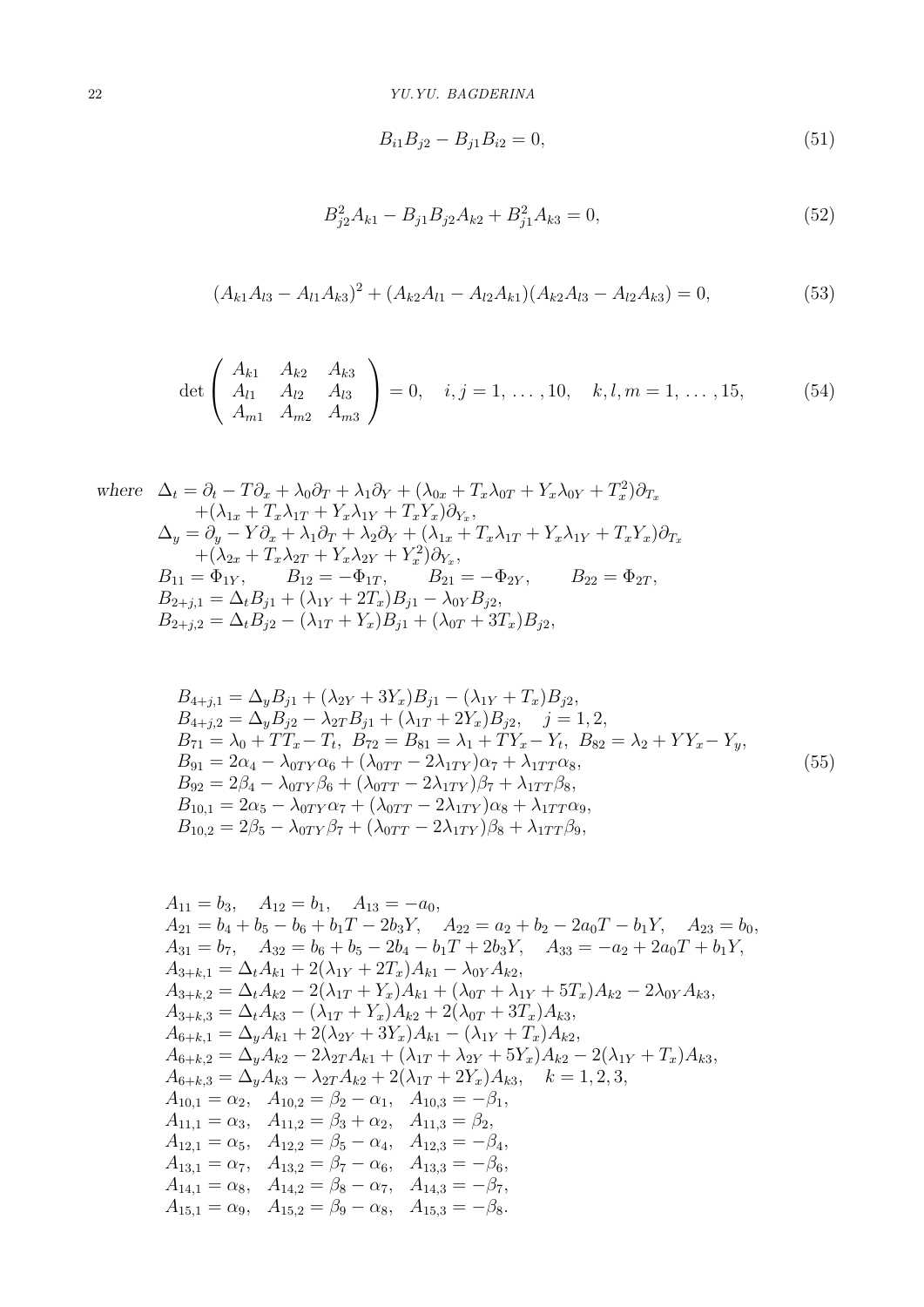$$B_{i1}B_{j2} - B_{j1}B_{i2} = 0, \tag{51}$$

$$B_{j2}^2 A_{k1} - B_{j1}B_{j2}A_{k2} + B_{j1}^2 A_{k3} = 0, \tag{52}$$

$$(A_{k1}A_{l3} - A_{l1}A_{k3})^2 + (A_{k2}A_{l1} - A_{l2}A_{k1})(A_{k2}A_{l3} - A_{l2}A_{k3}) = 0, \tag{53}$$

$$\det \begin{pmatrix} A_{k1} & A_{k2} & A_{k3} \\ A_{l1} & A_{l2} & A_{l3} \\ A_{m1} & A_{m2} & A_{m3} \end{pmatrix} = 0, \quad i, j = 1, \ldots, 10, \quad k, l, m = 1, \ldots, 15, \tag{54}$$

*where*

$$\begin{aligned}
&\Delta_t = \partial_t - T\partial_x + \lambda_0\partial_T + \lambda_1\partial_Y + (\lambda_{0x} + T_x\lambda_{0T} + Y_x\lambda_{0Y} + T_x^2)\partial_{T_x} \\
&\qquad + (\lambda_{1x} + T_x\lambda_{1T} + Y_x\lambda_{1Y} + T_xY_x)\partial_{Y_x}, \\
&\Delta_y = \partial_y - Y\partial_x + \lambda_1\partial_T + \lambda_2\partial_Y + (\lambda_{1x} + T_x\lambda_{1T} + Y_x\lambda_{1Y} + T_xY_x)\partial_{T_x} \\
&\qquad + (\lambda_{2x} + T_x\lambda_{2T} + Y_x\lambda_{2Y} + Y_x^2)\partial_{Y_x}, \\
&B_{11} = \Phi_{1Y}, \qquad B_{12} = -\Phi_{1T}, \qquad B_{21} = -\Phi_{2Y}, \qquad B_{22} = \Phi_{2T}, \\
&B_{2+j,1} = \Delta_t B_{j1} + (\lambda_{1Y} + 2T_x)B_{j1} - \lambda_{0Y}B_{j2}, \\
&B_{2+j,2} = \Delta_t B_{j2} - (\lambda_{1T} + Y_x)B_{j1} + (\lambda_{0T} + 3T_x)B_{j2},
\end{aligned}$$

$$\begin{aligned}
&B_{4+j,1} = \Delta_y B_{j1} + (\lambda_{2Y} + 3Y_x)B_{j1} - (\lambda_{1Y} + T_x)B_{j2}, \\
&B_{4+j,2} = \Delta_y B_{j2} - \lambda_{2T}B_{j1} + (\lambda_{1T} + 2Y_x)B_{j2}, \quad j = 1, 2, \\
&B_{71} = \lambda_0 + TT_x - T_t, \;\; B_{72} = B_{81} = \lambda_1 + TY_x - Y_t, \;\; B_{82} = \lambda_2 + YY_x - Y_y, \\
&B_{91} = 2\alpha_4 - \lambda_{0TY}\alpha_6 + (\lambda_{0TT} - 2\lambda_{1TY})\alpha_7 + \lambda_{1TT}\alpha_8, \\
&B_{92} = 2\beta_4 - \lambda_{0TY}\beta_6 + (\lambda_{0TT} - 2\lambda_{1TY})\beta_7 + \lambda_{1TT}\beta_8, \\
&B_{10,1} = 2\alpha_5 - \lambda_{0TY}\alpha_7 + (\lambda_{0TT} - 2\lambda_{1TY})\alpha_8 + \lambda_{1TT}\alpha_9, \\
&B_{10,2} = 2\beta_5 - \lambda_{0TY}\beta_7 + (\lambda_{0TT} - 2\lambda_{1TY})\beta_8 + \lambda_{1TT}\beta_9,
\end{aligned} \tag{55}$$

$$\begin{aligned}
&A_{11} = b_3, \quad A_{12} = b_1, \quad A_{13} = -a_0, \\
&A_{21} = b_4 + b_5 - b_6 + b_1T - 2b_3Y, \quad A_{22} = a_2 + b_2 - 2a_0T - b_1Y, \quad A_{23} = b_0, \\
&A_{31} = b_7, \quad A_{32} = b_6 + b_5 - 2b_4 - b_1T + 2b_3Y, \quad A_{33} = -a_2 + 2a_0T + b_1Y, \\
&A_{3+k,1} = \Delta_t A_{k1} + 2(\lambda_{1Y} + 2T_x)A_{k1} - \lambda_{0Y}A_{k2}, \\
&A_{3+k,2} = \Delta_t A_{k2} - 2(\lambda_{1T} + Y_x)A_{k1} + (\lambda_{0T} + \lambda_{1Y} + 5T_x)A_{k2} - 2\lambda_{0Y}A_{k3}, \\
&A_{3+k,3} = \Delta_t A_{k3} - (\lambda_{1T} + Y_x)A_{k2} + 2(\lambda_{0T} + 3T_x)A_{k3}, \\
&A_{6+k,1} = \Delta_y A_{k1} + 2(\lambda_{2Y} + 3Y_x)A_{k1} - (\lambda_{1Y} + T_x)A_{k2}, \\
&A_{6+k,2} = \Delta_y A_{k2} - 2\lambda_{2T}A_{k1} + (\lambda_{1T} + \lambda_{2Y} + 5Y_x)A_{k2} - 2(\lambda_{1Y} + T_x)A_{k3}, \\
&A_{6+k,3} = \Delta_y A_{k3} - \lambda_{2T}A_{k2} + 2(\lambda_{1T} + 2Y_x)A_{k3}, \quad k = 1, 2, 3, \\
&A_{10,1} = \alpha_2, \quad A_{10,2} = \beta_2 - \alpha_1, \quad A_{10,3} = -\beta_1, \\
&A_{11,1} = \alpha_3, \quad A_{11,2} = \beta_3 + \alpha_2, \quad A_{11,3} = \beta_2, \\
&A_{12,1} = \alpha_5, \quad A_{12,2} = \beta_5 - \alpha_4, \quad A_{12,3} = -\beta_4, \\
&A_{13,1} = \alpha_7, \quad A_{13,2} = \beta_7 - \alpha_6, \quad A_{13,3} = -\beta_6, \\
&A_{14,1} = \alpha_8, \quad A_{14,2} = \beta_8 - \alpha_7, \quad A_{14,3} = -\beta_7, \\
&A_{15,1} = \alpha_9, \quad A_{15,2} = \beta_9 - \alpha_8, \quad A_{15,3} = -\beta_8.
\end{aligned}$$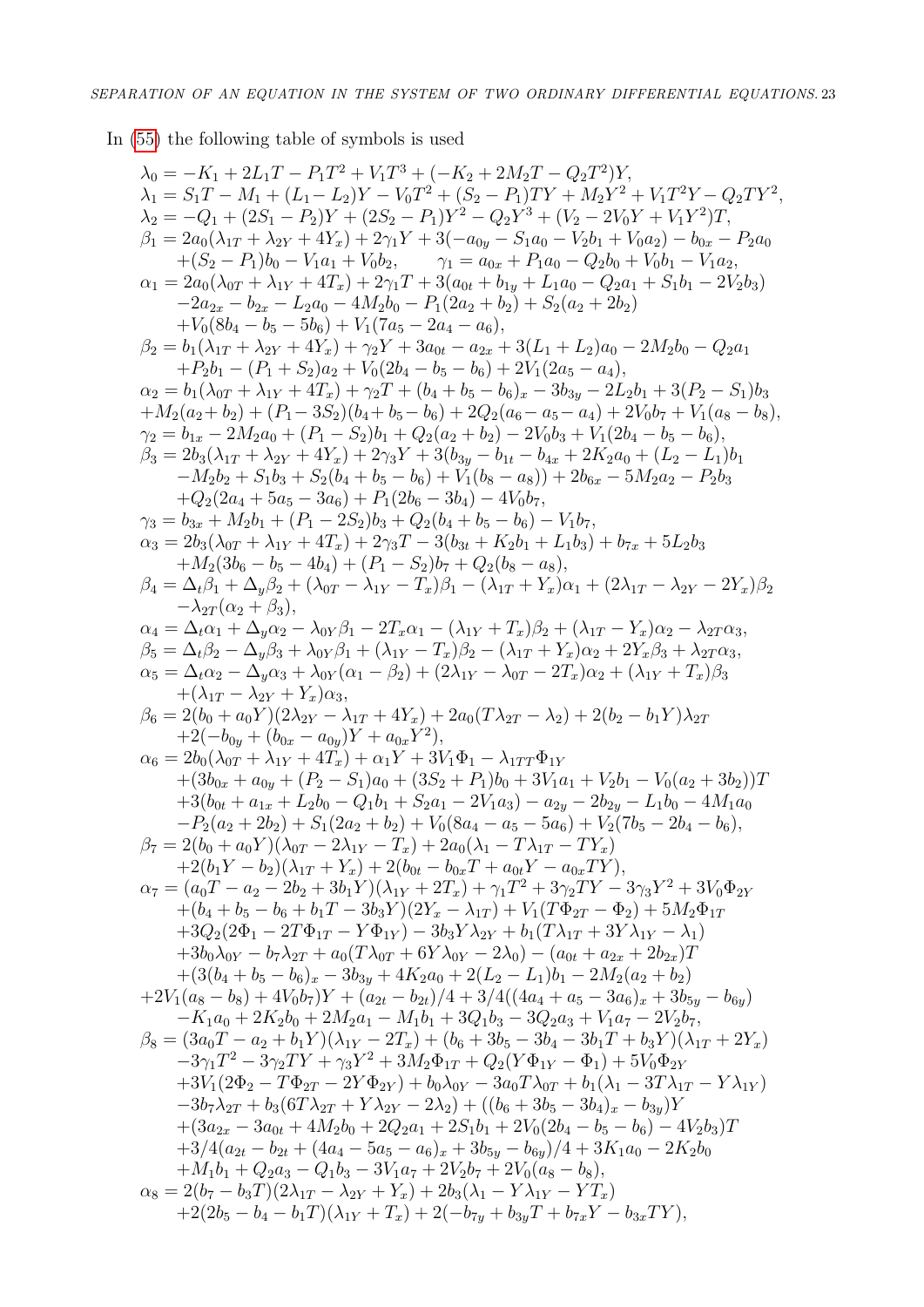In (55) the following table of symbols is used

$$
\begin{aligned}
&\lambda_0 = -K_1 + 2L_1T - P_1T^2 + V_1T^3 + (-K_2 + 2M_2T - Q_2T^2)Y,\\
&\lambda_1 = S_1T - M_1 + (L_1 - L_2)Y - V_0T^2 + (S_2 - P_1)TY + M_2Y^2 + V_1T^2Y - Q_2TY^2,\\
&\lambda_2 = -Q_1 + (2S_1 - P_2)Y + (2S_2 - P_1)Y^2 - Q_2Y^3 + (V_2 - 2V_0Y + V_1Y^2)T,\\
&\beta_1 = 2a_0(\lambda_{1T} + \lambda_{2Y} + 4Y_x) + 2\gamma_1Y + 3(-a_{0y} - S_1a_0 - V_2b_1 + V_0a_2) - b_{0x} - P_2a_0\\
&\quad +(S_2 - P_1)b_0 - V_1a_1 + V_0b_2, \qquad \gamma_1 = a_{0x} + P_1a_0 - Q_2b_0 + V_0b_1 - V_1a_2,\\
&\alpha_1 = 2a_0(\lambda_{0T} + \lambda_{1Y} + 4T_x) + 2\gamma_1T + 3(a_{0t} + b_{1y} + L_1a_0 - Q_2a_1 + S_1b_1 - 2V_2b_3)\\
&\quad -2a_{2x} - b_{2x} - L_2a_0 - 4M_2b_0 - P_1(2a_2 + b_2) + S_2(a_2 + 2b_2)\\
&\quad +V_0(8b_4 - b_5 - 5b_6) + V_1(7a_5 - 2a_4 - a_6),\\
&\beta_2 = b_1(\lambda_{1T} + \lambda_{2Y} + 4Y_x) + \gamma_2Y + 3a_{0t} - a_{2x} + 3(L_1 + L_2)a_0 - 2M_2b_0 - Q_2a_1\\
&\quad +P_2b_1 - (P_1 + S_2)a_2 + V_0(2b_4 - b_5 - b_6) + 2V_1(2a_5 - a_4),\\
&\alpha_2 = b_1(\lambda_{0T} + \lambda_{1Y} + 4T_x) + \gamma_2T + (b_4 + b_5 - b_6)_x - 3b_{3y} - 2L_2b_1 + 3(P_2 - S_1)b_3\\
&+M_2(a_2 + b_2) + (P_1 - 3S_2)(b_4 + b_5 - b_6) + 2Q_2(a_6 - a_5 - a_4) + 2V_0b_7 + V_1(a_8 - b_8),\\
&\gamma_2 = b_{1x} - 2M_2a_0 + (P_1 - S_2)b_1 + Q_2(a_2 + b_2) - 2V_0b_3 + V_1(2b_4 - b_5 - b_6),\\
&\beta_3 = 2b_3(\lambda_{1T} + \lambda_{2Y} + 4Y_x) + 2\gamma_3Y + 3(b_{3y} - b_{1t} - b_{4x} + 2K_2a_0 + (L_2 - L_1)b_1\\
&\quad -M_2b_2 + S_1b_3 + S_2(b_4 + b_5 - b_6) + V_1(b_8 - a_8)) + 2b_{6x} - 5M_2a_2 - P_2b_3\\
&\quad +Q_2(2a_4 + 5a_5 - 3a_6) + P_1(2b_6 - 3b_4) - 4V_0b_7,\\
&\gamma_3 = b_{3x} + M_2b_1 + (P_1 - 2S_2)b_3 + Q_2(b_4 + b_5 - b_6) - V_1b_7,\\
&\alpha_3 = 2b_3(\lambda_{0T} + \lambda_{1Y} + 4T_x) + 2\gamma_3T - 3(b_{3t} + K_2b_1 + L_1b_3) + b_{7x} + 5L_2b_3\\
&\quad +M_2(3b_6 - b_5 - 4b_4) + (P_1 - S_2)b_7 + Q_2(b_8 - a_8),\\
&\beta_4 = \Delta_t\beta_1 + \Delta_y\beta_2 + (\lambda_{0T} - \lambda_{1Y} - T_x)\beta_1 - (\lambda_{1T} + Y_x)\alpha_1 + (2\lambda_{1T} - \lambda_{2Y} - 2Y_x)\beta_2\\
&\quad -\lambda_{2T}(\alpha_2 + \beta_3),\\
&\alpha_4 = \Delta_t\alpha_1 + \Delta_y\alpha_2 - \lambda_{0Y}\beta_1 - 2T_x\alpha_1 - (\lambda_{1Y} + T_x)\beta_2 + (\lambda_{1T} - Y_x)\alpha_2 - \lambda_{2T}\alpha_3,\\
&\beta_5 = \Delta_t\beta_2 - \Delta_y\beta_3 + \lambda_{0Y}\beta_1 + (\lambda_{1Y} - T_x)\beta_2 - (\lambda_{1T} + Y_x)\alpha_2 + 2Y_x\beta_3 + \lambda_{2T}\alpha_3,\\
&\alpha_5 = \Delta_t\alpha_2 - \Delta_y\alpha_3 + \lambda_{0Y}(\alpha_1 - \beta_2) + (2\lambda_{1Y} - \lambda_{0T} - 2T_x)\alpha_2 + (\lambda_{1Y} + T_x)\beta_3\\
&\quad +(\lambda_{1T} - \lambda_{2Y} + Y_x)\alpha_3,\\
&\beta_6 = 2(b_0 + a_0Y)(2\lambda_{2Y} - \lambda_{1T} + 4Y_x) + 2a_0(T\lambda_{2T} - \lambda_2) + 2(b_2 - b_1Y)\lambda_{2T}\\
&\quad +2(-b_{0y} + (b_{0x} - a_{0y})Y + a_{0x}Y^2),\\
&\alpha_6 = 2b_0(\lambda_{0T} + \lambda_{1Y} + 4T_x) + \alpha_1Y + 3V_1\Phi_1 - \lambda_{1TT}\Phi_{1Y}\\
&\quad +(3b_{0x} + a_{0y} + (P_2 - S_1)a_0 + (3S_2 + P_1)b_0 + 3V_1a_1 + V_2b_1 - V_0(a_2 + 3b_2))T\\
&\quad +3(b_{0t} + a_{1x} + L_2b_0 - Q_1b_1 + S_2a_1 - 2V_1a_3) - a_{2y} - 2b_{2y} - L_1b_0 - 4M_1a_0\\
&\quad -P_2(a_2 + 2b_2) + S_1(2a_2 + b_2) + V_0(8a_4 - a_5 - 5a_6) + V_2(7b_5 - 2b_4 - b_6),\\
&\beta_7 = 2(b_0 + a_0Y)(\lambda_{0T} - 2\lambda_{1Y} - T_x) + 2a_0(\lambda_1 - T\lambda_{1T} - TY_x)\\
&\quad +2(b_1Y - b_2)(\lambda_{1T} + Y_x) + 2(b_{0t} - b_{0x}T + a_{0t}Y - a_{0x}TY),\\
&\alpha_7 = (a_0T - a_2 - 2b_2 + 3b_1Y)(\lambda_{1Y} + 2T_x) + \gamma_1T^2 + 3\gamma_2TY - 3\gamma_3Y^2 + 3V_0\Phi_{2Y}\\
&\quad +(b_4 + b_5 - b_6 + b_1T - 3b_3Y)(2Y_x - \lambda_{1T}) + V_1(T\Phi_{2T} - \Phi_2) + 5M_2\Phi_{1T}\\
&\quad +3Q_2(2\Phi_1 - 2T\Phi_{1T} - Y\Phi_{1Y}) - 3b_3Y\lambda_{2Y} + b_1(T\lambda_{1T} + 3Y\lambda_{1Y} - \lambda_1)\\
&\quad +3b_0\lambda_{0Y} - b_7\lambda_{2T} + a_0(T\lambda_{0T} + 6Y\lambda_{0Y} - 2\lambda_0) - (a_{0t} + a_{2x} + 2b_{2x})T\\
&\quad +(3(b_4 + b_5 - b_6)_x - 3b_{3y} + 4K_2a_0 + 2(L_2 - L_1)b_1 - 2M_2(a_2 + b_2)\\
&+2V_1(a_8 - b_8) + 4V_0b_7)Y + (a_{2t} - b_{2t})/4 + 3/4((4a_4 + a_5 - 3a_6)_x + 3b_{5y} - b_{6y})\\
&\quad -K_1a_0 + 2K_2b_0 + 2M_2a_1 - M_1b_1 + 3Q_1b_3 - 3Q_2a_3 + V_1a_7 - 2V_2b_7,\\
&\beta_8 = (3a_0T - a_2 + b_1Y)(\lambda_{1Y} - 2T_x) + (b_6 + 3b_5 - 3b_4 - 3b_1T + b_3Y)(\lambda_{1T} + 2Y_x)\\
&\quad -3\gamma_1T^2 - 3\gamma_2TY + \gamma_3Y^2 + 3M_2\Phi_{1T} + Q_2(Y\Phi_{1Y} - \Phi_1) + 5V_0\Phi_{2Y}\\
&\quad +3V_1(2\Phi_2 - T\Phi_{2T} - 2Y\Phi_{2Y}) + b_0\lambda_{0Y} - 3a_0T\lambda_{0T} + b_1(\lambda_1 - 3T\lambda_{1T} - Y\lambda_{1Y})\\
&\quad -3b_7\lambda_{2T} + b_3(6T\lambda_{2T} + Y\lambda_{2Y} - 2\lambda_2) + ((b_6 + 3b_5 - 3b_4)_x - b_{3y})Y\\
&\quad +(3a_{2x} - 3a_{0t} + 4M_2b_0 + 2Q_2a_1 + 2S_1b_1 + 2V_0(2b_4 - b_5 - b_6) - 4V_2b_3)T\\
&\quad +3/4(a_{2t} - b_{2t} + (4a_4 - 5a_5 - a_6)_x + 3b_{5y} - b_{6y})/4 + 3K_1a_0 - 2K_2b_0\\
&\quad +M_1b_1 + Q_2a_3 - Q_1b_3 - 3V_1a_7 + 2V_2b_7 + 2V_0(a_8 - b_8),\\
&\alpha_8 = 2(b_7 - b_3T)(2\lambda_{1T} - \lambda_{2Y} + Y_x) + 2b_3(\lambda_1 - Y\lambda_{1Y} - YT_x)\\
&\quad +2(2b_5 - b_4 - b_1T)(\lambda_{1Y} + T_x) + 2(-b_{7y} + b_{3y}T + b_{7x}Y - b_{3x}TY),
\end{aligned}
$$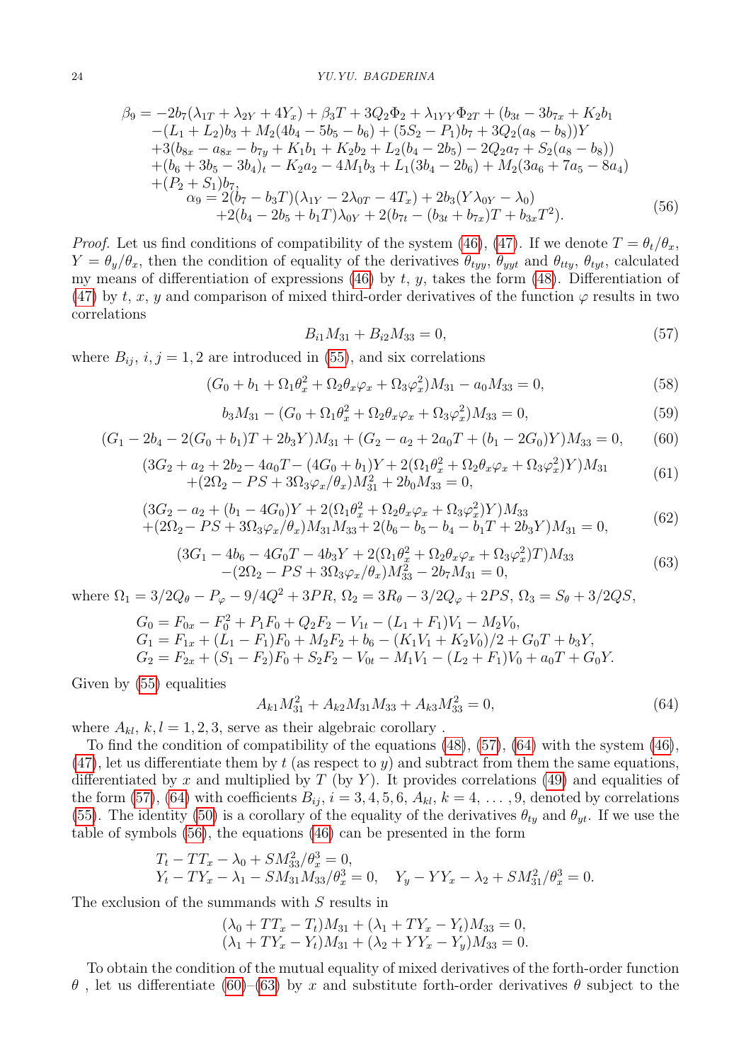$$
\begin{aligned}
\beta_9 = & -2b_7(\lambda_{1T} + \lambda_{2Y} + 4Y_x) + \beta_3 T + 3Q_2\Phi_2 + \lambda_{1YY}\Phi_{2T} + (b_{3t} - 3b_{7x} + K_2 b_1 \\
& -(L_1 + L_2)b_3 + M_2(4b_4 - 5b_5 - b_6) + (5S_2 - P_1)b_7 + 3Q_2(a_8 - b_8))Y \\
& +3(b_{8x} - a_{8x} - b_{7y} + K_1 b_1 + K_2 b_2 + L_2(b_4 - 2b_5) - 2Q_2 a_7 + S_2(a_8 - b_8)) \\
& +(b_6 + 3b_5 - 3b_4)_t - K_2 a_2 - 4M_1 b_3 + L_1(3b_4 - 2b_6) + M_2(3a_6 + 7a_5 - 8a_4) \\
& +(P_2 + S_1)b_7, \\
\alpha_9 = & \, 2(b_7 - b_3 T)(\lambda_{1Y} - 2\lambda_{0T} - 4T_x) + 2b_3(Y\lambda_{0Y} - \lambda_0) \\
& +2(b_4 - 2b_5 + b_1 T)\lambda_{0Y} + 2(b_{7t} - (b_{3t} + b_{7x})T + b_{3x}T^2).
\end{aligned}
\tag{56}
$$

*Proof.* Let us find conditions of compatibility of the system (46), (47). If we denote $T = \theta_t/\theta_x$, $Y = \theta_y/\theta_x$, then the condition of equality of the derivatives $\theta_{tyy}$, $\theta_{yyt}$ and $\theta_{tty}$, $\theta_{tyt}$, calculated my means of differentiation of expressions (46) by $t$, $y$, takes the form (48). Differentiation of (47) by $t$, $x$, $y$ and comparison of mixed third-order derivatives of the function $\varphi$ results in two correlations

$$
B_{i1}M_{31} + B_{i2}M_{33} = 0, \tag{57}
$$

where $B_{ij}$, $i, j = 1, 2$ are introduced in (55), and six correlations

$$
(G_0 + b_1 + \Omega_1\theta_x^2 + \Omega_2\theta_x\varphi_x + \Omega_3\varphi_x^2)M_{31} - a_0 M_{33} = 0, \tag{58}
$$

$$
b_3 M_{31} - (G_0 + \Omega_1\theta_x^2 + \Omega_2\theta_x\varphi_x + \Omega_3\varphi_x^2)M_{33} = 0, \tag{59}
$$

$$
(G_1 - 2b_4 - 2(G_0 + b_1)T + 2b_3 Y)M_{31} + (G_2 - a_2 + 2a_0 T + (b_1 - 2G_0)Y)M_{33} = 0, \tag{60}
$$

$$
\begin{aligned}
& (3G_2 + a_2 + 2b_2 - 4a_0 T - (4G_0 + b_1)Y + 2(\Omega_1\theta_x^2 + \Omega_2\theta_x\varphi_x + \Omega_3\varphi_x^2)Y)M_{31} \\
& +(2\Omega_2 - PS + 3\Omega_3\varphi_x/\theta_x)M_{31}^2 + 2b_0 M_{33} = 0,
\end{aligned}
\tag{61}
$$

$$
\begin{aligned}
& (3G_2 - a_2 + (b_1 - 4G_0)Y + 2(\Omega_1\theta_x^2 + \Omega_2\theta_x\varphi_x + \Omega_3\varphi_x^2)Y)M_{33} \\
& +(2\Omega_2 - PS + 3\Omega_3\varphi_x/\theta_x)M_{31}M_{33} + 2(b_6 - b_5 - b_4 - b_1 T + 2b_3 Y)M_{31} = 0,
\end{aligned}
\tag{62}
$$

$$
\begin{aligned}
& (3G_1 - 4b_6 - 4G_0 T - 4b_3 Y + 2(\Omega_1\theta_x^2 + \Omega_2\theta_x\varphi_x + \Omega_3\varphi_x^2)T)M_{33} \\
& -(2\Omega_2 - PS + 3\Omega_3\varphi_x/\theta_x)M_{33}^2 - 2b_7 M_{31} = 0,
\end{aligned}
\tag{63}
$$

where $\Omega_1 = 3/2Q_\theta - P_\varphi - 9/4Q^2 + 3PR$, $\Omega_2 = 3R_\theta - 3/2Q_\varphi + 2PS$, $\Omega_3 = S_\theta + 3/2QS$,

$$
\begin{aligned}
G_0 &= F_{0x} - F_0^2 + P_1 F_0 + Q_2 F_2 - V_{1t} - (L_1 + F_1)V_1 - M_2 V_0, \\
G_1 &= F_{1x} + (L_1 - F_1)F_0 + M_2 F_2 + b_6 - (K_1 V_1 + K_2 V_0)/2 + G_0 T + b_3 Y, \\
G_2 &= F_{2x} + (S_1 - F_2)F_0 + S_2 F_2 - V_{0t} - M_1 V_1 - (L_2 + F_1)V_0 + a_0 T + G_0 Y.
\end{aligned}
$$

Given by (55) equalities

$$
A_{k1}M_{31}^2 + A_{k2}M_{31}M_{33} + A_{k3}M_{33}^2 = 0, \tag{64}
$$

where $A_{kl}$, $k, l = 1, 2, 3$, serve as their algebraic corollary .

To find the condition of compatibility of the equations (48), (57), (64) with the system (46), (47), let us differentiate them by $t$ (as respect to $y$) and subtract from them the same equations, differentiated by $x$ and multiplied by $T$ (by $Y$). It provides correlations (49) and equalities of the form (57), (64) with coefficients $B_{ij}$, $i = 3, 4, 5, 6$, $A_{kl}$, $k = 4, \ldots, 9$, denoted by correlations (55). The identity (50) is a corollary of the equality of the derivatives $\theta_{ty}$ and $\theta_{yt}$. If we use the table of symbols (56), the equations (46) can be presented in the form

$$
\begin{aligned}
& T_t - TT_x - \lambda_0 + SM_{33}^2/\theta_x^3 = 0, \\
& Y_t - TY_x - \lambda_1 - SM_{31}M_{33}/\theta_x^3 = 0, \quad Y_y - YY_x - \lambda_2 + SM_{31}^2/\theta_x^3 = 0.
\end{aligned}
$$

The exclusion of the summands with $S$ results in

$$
\begin{aligned}
& (\lambda_0 + TT_x - T_t)M_{31} + (\lambda_1 + TY_x - Y_t)M_{33} = 0, \\
& (\lambda_1 + TY_x - Y_t)M_{31} + (\lambda_2 + YY_x - Y_y)M_{33} = 0.
\end{aligned}
$$

To obtain the condition of the mutual equality of mixed derivatives of the forth-order function $\theta$ , let us differentiate (60)–(63) by $x$ and substitute forth-order derivatives $\theta$ subject to the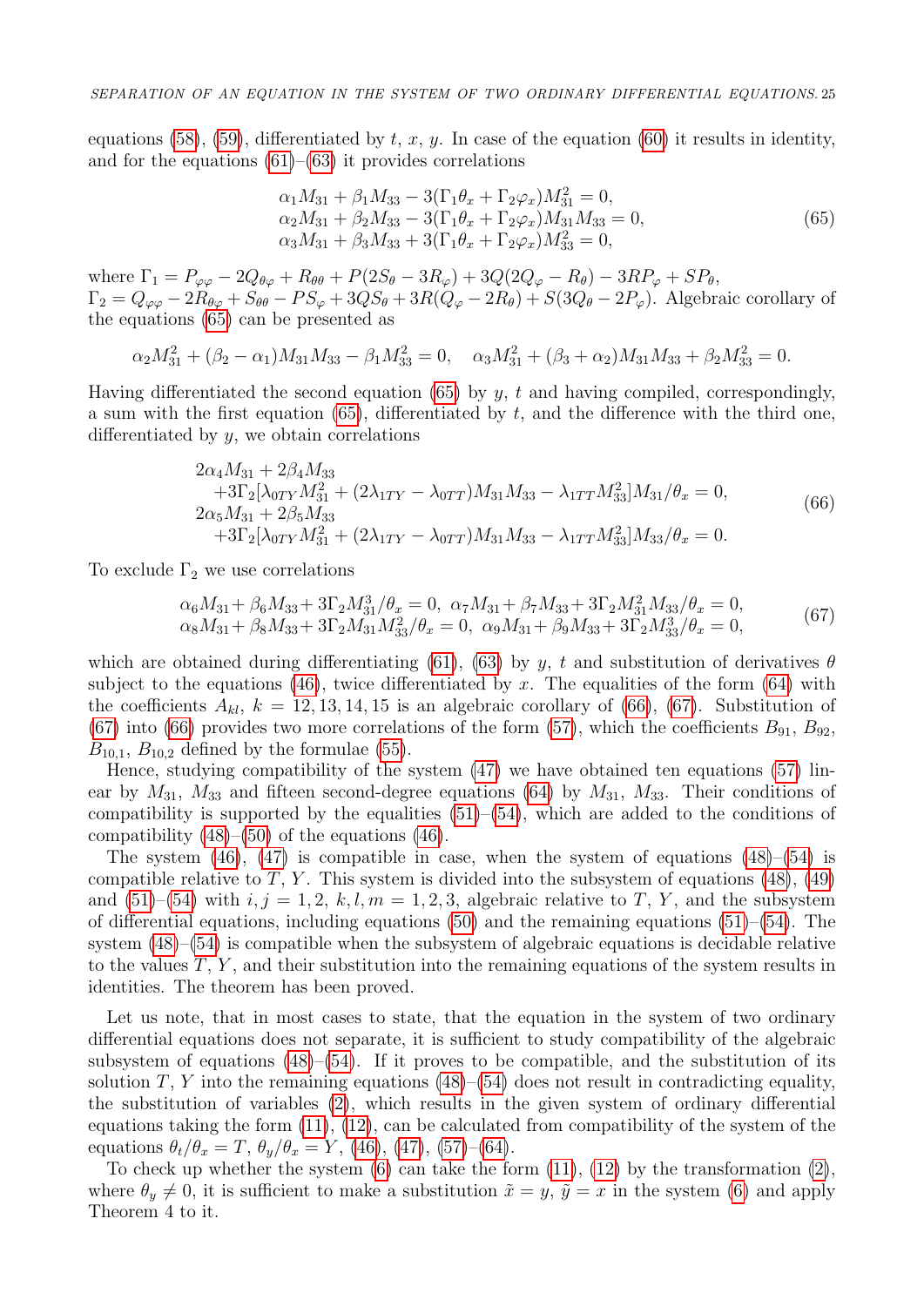equations (58), (59), differentiated by $t$, $x$, $y$. In case of the equation (60) it results in identity, and for the equations (61)–(63) it provides correlations

$$
\begin{aligned}
&\alpha_1 M_{31} + \beta_1 M_{33} - 3(\Gamma_1\theta_x + \Gamma_2\varphi_x)M_{31}^2 = 0,\\
&\alpha_2 M_{31} + \beta_2 M_{33} - 3(\Gamma_1\theta_x + \Gamma_2\varphi_x)M_{31}M_{33} = 0,\\
&\alpha_3 M_{31} + \beta_3 M_{33} + 3(\Gamma_1\theta_x + \Gamma_2\varphi_x)M_{33}^2 = 0,
\end{aligned}
\tag{65}
$$

where $\Gamma_1 = P_{\varphi\varphi} - 2Q_{\theta\varphi} + R_{\theta\theta} + P(2S_\theta - 3R_\varphi) + 3Q(2Q_\varphi - R_\theta) - 3RP_\varphi + SP_\theta$, $\Gamma_2 = Q_{\varphi\varphi} - 2R_{\theta\varphi} + S_{\theta\theta} - PS_\varphi + 3QS_\theta + 3R(Q_\varphi - 2R_\theta) + S(3Q_\theta - 2P_\varphi)$. Algebraic corollary of the equations (65) can be presented as

$$
\alpha_2 M_{31}^2 + (\beta_2 - \alpha_1)M_{31}M_{33} - \beta_1 M_{33}^2 = 0, \quad \alpha_3 M_{31}^2 + (\beta_3 + \alpha_2)M_{31}M_{33} + \beta_2 M_{33}^2 = 0.
$$

Having differentiated the second equation (65) by $y$, $t$ and having compiled, correspondingly, a sum with the first equation (65), differentiated by $t$, and the difference with the third one, differentiated by $y$, we obtain correlations

$$
\begin{aligned}
&2\alpha_4 M_{31} + 2\beta_4 M_{33}\\
&\quad +3\Gamma_2[\lambda_{0TY}M_{31}^2 + (2\lambda_{1TY} - \lambda_{0TT})M_{31}M_{33} - \lambda_{1TT}M_{33}^2]M_{31}/\theta_x = 0,\\
&2\alpha_5 M_{31} + 2\beta_5 M_{33}\\
&\quad +3\Gamma_2[\lambda_{0TY}M_{31}^2 + (2\lambda_{1TY} - \lambda_{0TT})M_{31}M_{33} - \lambda_{1TT}M_{33}^2]M_{33}/\theta_x = 0.
\end{aligned}
\tag{66}
$$

To exclude $\Gamma_2$ we use correlations

$$
\begin{aligned}
&\alpha_6 M_{31} + \beta_6 M_{33} + 3\Gamma_2 M_{31}^3/\theta_x = 0,\ \ \alpha_7 M_{31} + \beta_7 M_{33} + 3\Gamma_2 M_{31}^2 M_{33}/\theta_x = 0,\\
&\alpha_8 M_{31} + \beta_8 M_{33} + 3\Gamma_2 M_{31}M_{33}^2/\theta_x = 0,\ \ \alpha_9 M_{31} + \beta_9 M_{33} + 3\Gamma_2 M_{33}^3/\theta_x = 0,
\end{aligned}
\tag{67}
$$

which are obtained during differentiating (61), (63) by $y$, $t$ and substitution of derivatives $\theta$ subject to the equations (46), twice differentiated by $x$. The equalities of the form (64) with the coefficients $A_{kl}$, $k = 12, 13, 14, 15$ is an algebraic corollary of (66), (67). Substitution of (67) into (66) provides two more correlations of the form (57), which the coefficients $B_{91}$, $B_{92}$, $B_{10,1}$, $B_{10,2}$ defined by the formulae (55).

Hence, studying compatibility of the system (47) we have obtained ten equations (57) linear by $M_{31}$, $M_{33}$ and fifteen second-degree equations (64) by $M_{31}$, $M_{33}$. Their conditions of compatibility is supported by the equalities (51)–(54), which are added to the conditions of compatibility (48)–(50) of the equations (46).

The system (46), (47) is compatible in case, when the system of equations (48)–(54) is compatible relative to $T$, $Y$. This system is divided into the subsystem of equations (48), (49) and (51)–(54) with $i, j = 1, 2$, $k, l, m = 1, 2, 3$, algebraic relative to $T$, $Y$, and the subsystem of differential equations, including equations (50) and the remaining equations (51)–(54). The system (48)–(54) is compatible when the subsystem of algebraic equations is decidable relative to the values $T$, $Y$, and their substitution into the remaining equations of the system results in identities. The theorem has been proved.

Let us note, that in most cases to state, that the equation in the system of two ordinary differential equations does not separate, it is sufficient to study compatibility of the algebraic subsystem of equations (48)–(54). If it proves to be compatible, and the substitution of its solution $T$, $Y$ into the remaining equations (48)–(54) does not result in contradicting equality, the substitution of variables (2), which results in the given system of ordinary differential equations taking the form (11), (12), can be calculated from compatibility of the system of the equations $\theta_t/\theta_x = T$, $\theta_y/\theta_x = Y$, (46), (47), (57)–(64).

To check up whether the system (6) can take the form (11), (12) by the transformation (2), where $\theta_y \neq 0$, it is sufficient to make a substitution $\tilde{x} = y$, $\tilde{y} = x$ in the system (6) and apply Theorem 4 to it.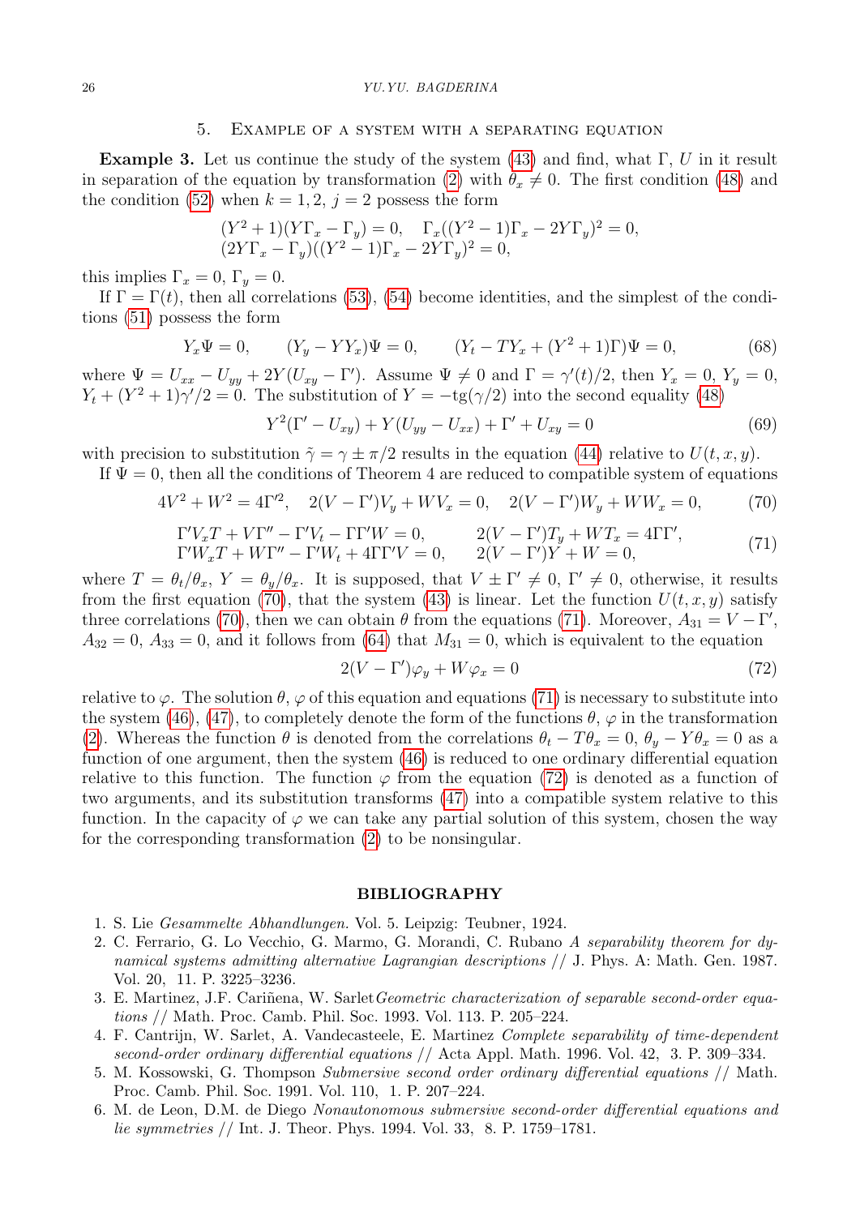## 5. Example of a system with a separating equation

**Example 3.** Let us continue the study of the system (43) and find, what $\Gamma$, $U$ in it result in separation of the equation by transformation (2) with $\theta_x \neq 0$. The first condition (48) and the condition (52) when $k = 1, 2$, $j = 2$ possess the form

$$(Y^2+1)(Y\Gamma_x - \Gamma_y) = 0, \quad \Gamma_x((Y^2-1)\Gamma_x - 2Y\Gamma_y)^2 = 0,$$
$$(2Y\Gamma_x - \Gamma_y)((Y^2-1)\Gamma_x - 2Y\Gamma_y)^2 = 0,$$

this implies $\Gamma_x = 0$, $\Gamma_y = 0$.

If $\Gamma = \Gamma(t)$, then all correlations (53), (54) become identities, and the simplest of the conditions (51) possess the form

$$Y_x\Psi = 0, \qquad (Y_y - YY_x)\Psi = 0, \qquad (Y_t - TY_x + (Y^2+1)\Gamma)\Psi = 0, \tag{68}$$

where $\Psi = U_{xx} - U_{yy} + 2Y(U_{xy} - \Gamma')$. Assume $\Psi \neq 0$ and $\Gamma = \gamma'(t)/2$, then $Y_x = 0$, $Y_y = 0$, $Y_t + (Y^2+1)\gamma'/2 = 0$. The substitution of $Y = -\mathrm{tg}(\gamma/2)$ into the second equality (48)

$$Y^2(\Gamma' - U_{xy}) + Y(U_{yy} - U_{xx}) + \Gamma' + U_{xy} = 0 \tag{69}$$

with precision to substitution $\tilde{\gamma} = \gamma \pm \pi/2$ results in the equation (44) relative to $U(t,x,y)$.

If $\Psi = 0$, then all the conditions of Theorem 4 are reduced to compatible system of equations

$$4V^2 + W^2 = 4\Gamma'^2, \quad 2(V - \Gamma')V_y + WV_x = 0, \quad 2(V - \Gamma')W_y + WW_x = 0, \tag{70}$$

$$\begin{aligned} &\Gamma' V_x T + V\Gamma'' - \Gamma' V_t - \Gamma\Gamma' W = 0, \qquad &&2(V - \Gamma')T_y + WT_x = 4\Gamma\Gamma', \\ &\Gamma' W_x T + W\Gamma'' - \Gamma' W_t + 4\Gamma\Gamma' V = 0, \qquad &&2(V - \Gamma')Y + W = 0, \end{aligned} \tag{71}$$

where $T = \theta_t/\theta_x$, $Y = \theta_y/\theta_x$. It is supposed, that $V \pm \Gamma' \neq 0$, $\Gamma' \neq 0$, otherwise, it results from the first equation (70), that the system (43) is linear. Let the function $U(t,x,y)$ satisfy three correlations (70), then we can obtain $\theta$ from the equations (71). Moreover, $A_{31} = V - \Gamma'$, $A_{32} = 0$, $A_{33} = 0$, and it follows from (64) that $M_{31} = 0$, which is equivalent to the equation

$$2(V - \Gamma')\varphi_y + W\varphi_x = 0 \tag{72}$$

relative to $\varphi$. The solution $\theta$, $\varphi$ of this equation and equations (71) is necessary to substitute into the system (46), (47), to completely denote the form of the functions $\theta$, $\varphi$ in the transformation (2). Whereas the function $\theta$ is denoted from the correlations $\theta_t - T\theta_x = 0$, $\theta_y - Y\theta_x = 0$ as a function of one argument, then the system (46) is reduced to one ordinary differential equation relative to this function. The function $\varphi$ from the equation (72) is denoted as a function of two arguments, and its substitution transforms (47) into a compatible system relative to this function. In the capacity of $\varphi$ we can take any partial solution of this system, chosen the way for the corresponding transformation (2) to be nonsingular.

## BIBLIOGRAPHY

1. S. Lie *Gesammelte Abhandlungen.* Vol. 5. Leipzig: Teubner, 1924.
2. C. Ferrario, G. Lo Vecchio, G. Marmo, G. Morandi, C. Rubano *A separability theorem for dynamical systems admitting alternative Lagrangian descriptions* // J. Phys. A: Math. Gen. 1987. Vol. 20, 11. P. 3225–3236.
3. E. Martinez, J.F. Cariñena, W. Sarlet *Geometric characterization of separable second-order equations* // Math. Proc. Camb. Phil. Soc. 1993. Vol. 113. P. 205–224.
4. F. Cantrijn, W. Sarlet, A. Vandecasteele, E. Martinez *Complete separability of time-dependent second-order ordinary differential equations* // Acta Appl. Math. 1996. Vol. 42, 3. P. 309–334.
5. M. Kossowski, G. Thompson *Submersive second order ordinary differential equations* // Math. Proc. Camb. Phil. Soc. 1991. Vol. 110, 1. P. 207–224.
6. M. de Leon, D.M. de Diego *Nonautonomous submersive second-order differential equations and lie symmetries* // Int. J. Theor. Phys. 1994. Vol. 33, 8. P. 1759–1781.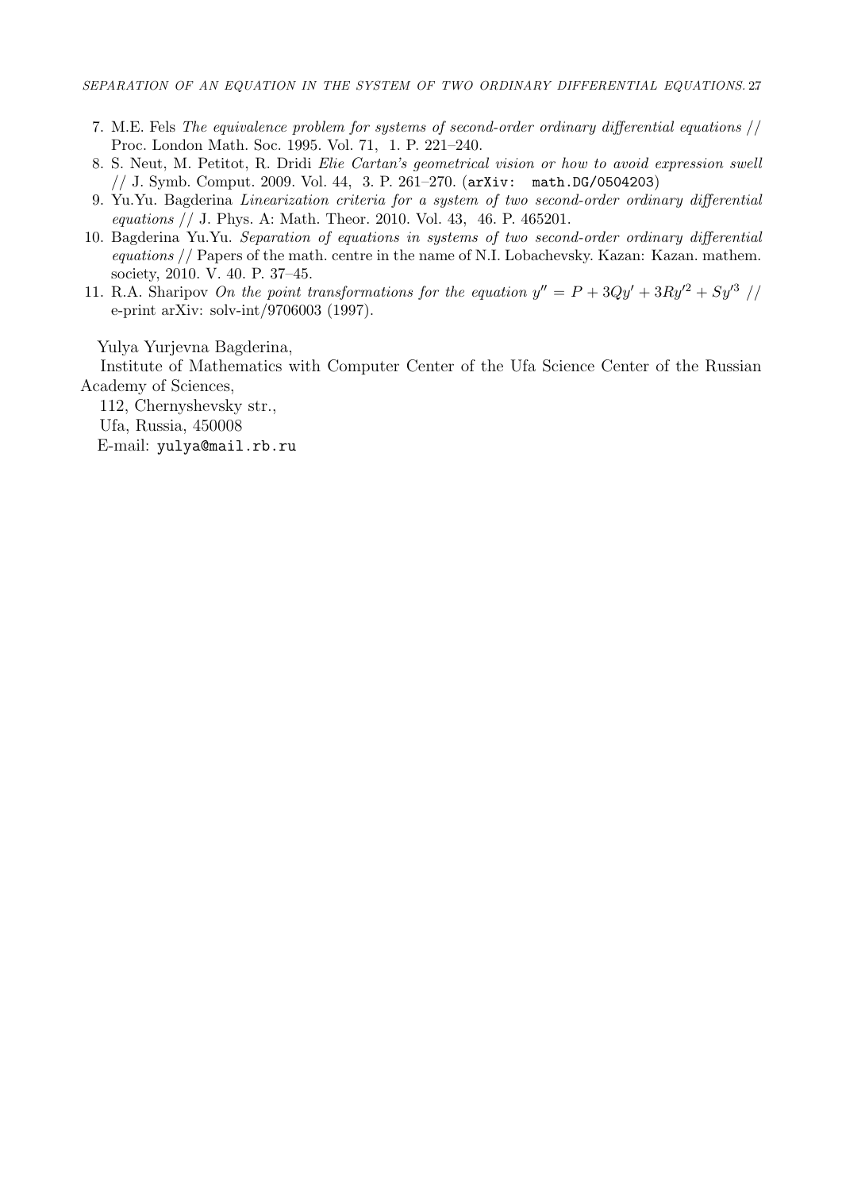7. M.E. Fels *The equivalence problem for systems of second-order ordinary differential equations* // Proc. London Math. Soc. 1995. Vol. 71, 1. P. 221–240.
8. S. Neut, M. Petitot, R. Dridi *Elie Cartan's geometrical vision or how to avoid expression swell* // J. Symb. Comput. 2009. Vol. 44, 3. P. 261–270. (`arXiv: math.DG/0504203`)
9. Yu.Yu. Bagderina *Linearization criteria for a system of two second-order ordinary differential equations* // J. Phys. A: Math. Theor. 2010. Vol. 43, 46. P. 465201.
10. Bagderina Yu.Yu. *Separation of equations in systems of two second-order ordinary differential equations* // Papers of the math. centre in the name of N.I. Lobachevsky. Kazan: Kazan. mathem. society, 2010. V. 40. P. 37–45.
11. R.A. Sharipov *On the point transformations for the equation $y'' = P + 3Qy' + 3Ry'^2 + Sy'^3$* // e-print arXiv: solv-int/9706003 (1997).

Yulya Yurjevna Bagderina,

Institute of Mathematics with Computer Center of the Ufa Science Center of the Russian Academy of Sciences,

112, Chernyshevsky str.,

Ufa, Russia, 450008

E-mail: `yulya@mail.rb.ru`